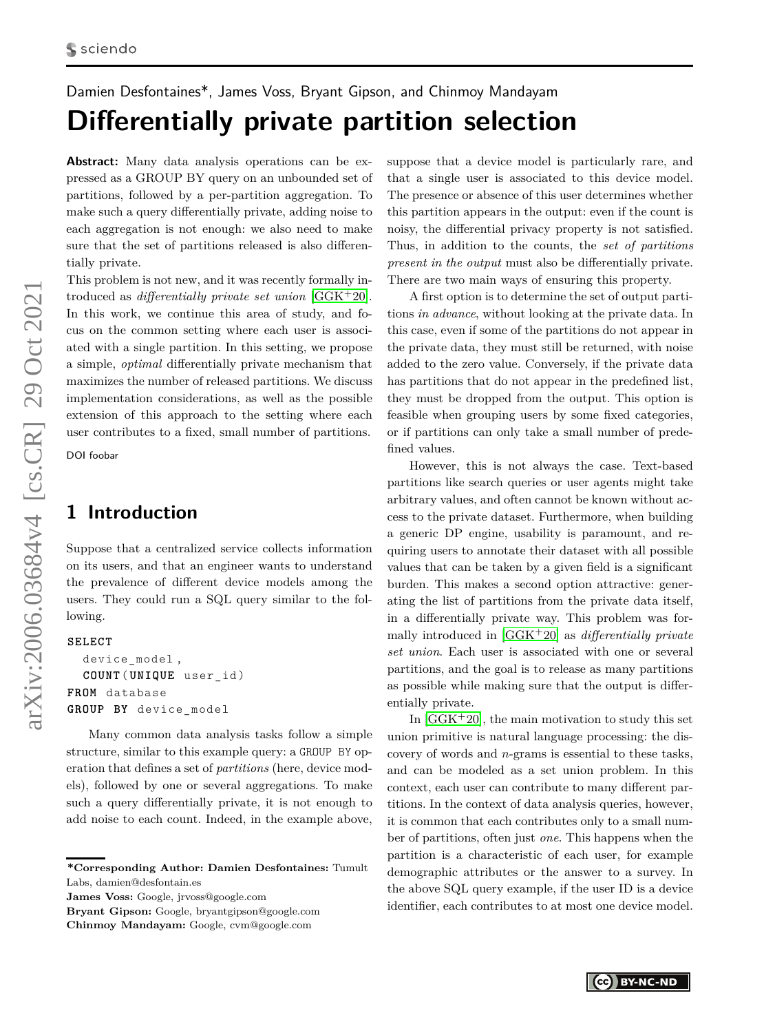Damien Desfontaines*, James Voss, Bryant Gipson, and Chinmoy Mandayam

# Differentially private partition selection

**Abstract:** Many data analysis operations can be expressed as a GROUP BY query on an unbounded set of partitions, followed by a per-partition aggregation. To make such a query differentially private, adding noise to each aggregation is not enough: we also need to make sure that the set of partitions released is also differentially private.

This problem is not new, and it was recently formally introduced as *differentially private set union* [GGK+20]. In this work, we continue this area of study, and focus on the common setting where each user is associated with a single partition. In this setting, we propose a simple, *optimal* differentially private mechanism that maximizes the number of released partitions. We discuss implementation considerations, as well as the possible extension of this approach to the setting where each user contributes to a fixed, small number of partitions.

DOI foobar

## 1 Introduction

Suppose that a centralized service collects information on its users, and that an engineer wants to understand the prevalence of different device models among the users. They could run a SQL query similar to the following.

```
SELECT
  device_model,
  COUNT(UNIQUE user_id)
FROM database
GROUP BY device_model
```

Many common data analysis tasks follow a simple structure, similar to this example query: a GROUP BY operation that defines a set of *partitions* (here, device models), followed by one or several aggregations. To make such a query differentially private, it is not enough to add noise to each count. Indeed, in the example above, suppose that a device model is particularly rare, and that a single user is associated to this device model. The presence or absence of this user determines whether this partition appears in the output: even if the count is noisy, the differential privacy property is not satisfied. Thus, in addition to the counts, the *set of partitions present in the output* must also be differentially private. There are two main ways of ensuring this property.

A first option is to determine the set of output partitions *in advance*, without looking at the private data. In this case, even if some of the partitions do not appear in the private data, they must still be returned, with noise added to the zero value. Conversely, if the private data has partitions that do not appear in the predefined list, they must be dropped from the output. This option is feasible when grouping users by some fixed categories, or if partitions can only take a small number of predefined values.

However, this is not always the case. Text-based partitions like search queries or user agents might take arbitrary values, and often cannot be known without access to the private dataset. Furthermore, when building a generic DP engine, usability is paramount, and requiring users to annotate their dataset with all possible values that can be taken by a given field is a significant burden. This makes a second option attractive: generating the list of partitions from the private data itself, in a differentially private way. This problem was formally introduced in [GGK+20] as *differentially private set union*. Each user is associated with one or several partitions, and the goal is to release as many partitions as possible while making sure that the output is differentially private.

In [GGK+20], the main motivation to study this set union primitive is natural language processing: the discovery of words and $n$-grams is essential to these tasks, and can be modeled as a set union problem. In this context, each user can contribute to many different partitions. In the context of data analysis queries, however, it is common that each contributes only to a small number of partitions, often just *one*. This happens when the partition is a characteristic of each user, for example demographic attributes or the answer to a survey. In the above SQL query example, if the user ID is a device identifier, each contributes to at most one device model.

---

***Corresponding Author: Damien Desfontaines:** Tumult Labs, damien@desfontain.es

**James Voss:** Google, jrvoss@google.com

**Bryant Gipson:** Google, bryantgipson@google.com

**Chinmoy Mandayam:** Google, cvm@google.com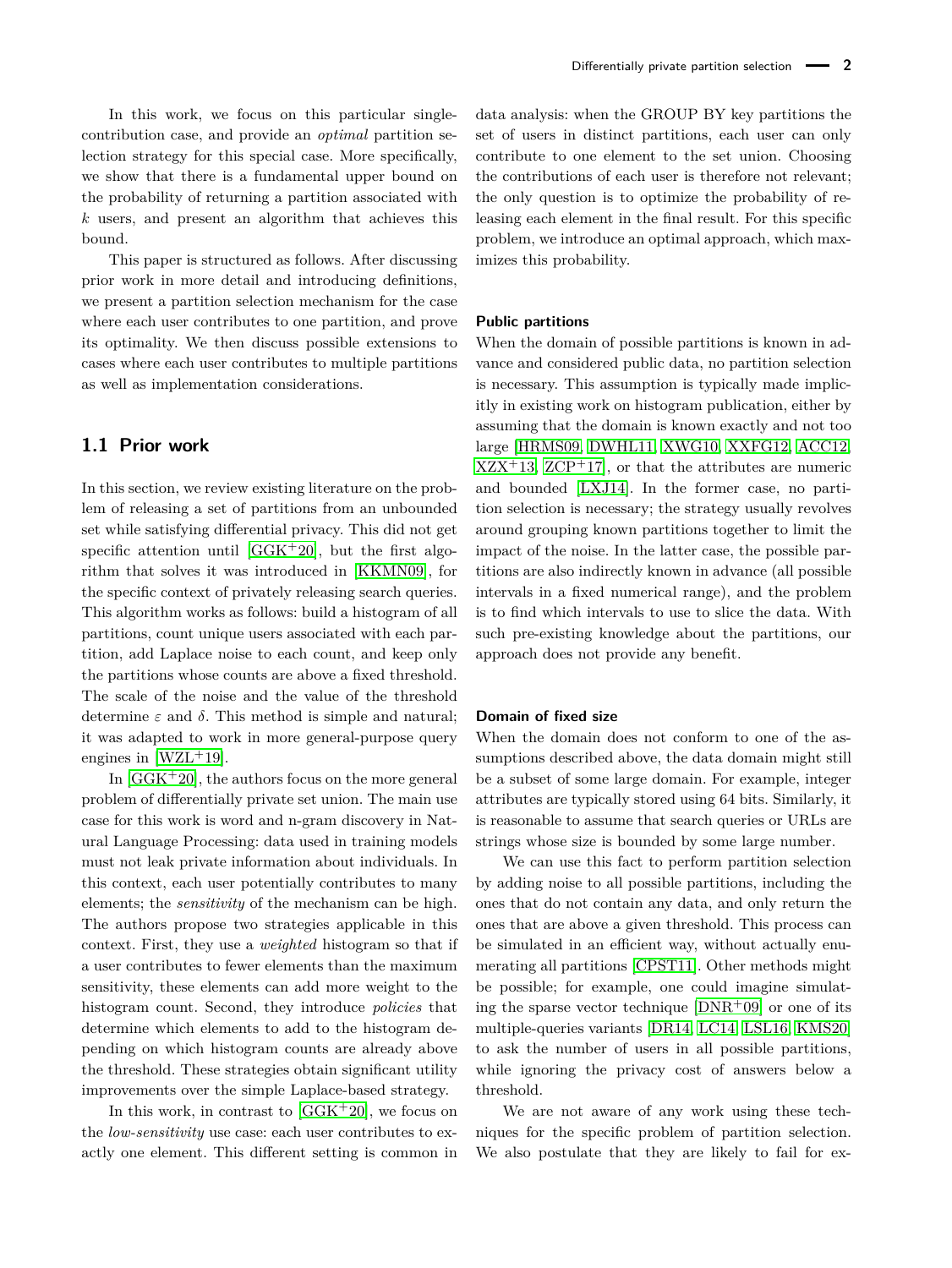In this work, we focus on this particular single-contribution case, and provide an *optimal* partition selection strategy for this special case. More specifically, we show that there is a fundamental upper bound on the probability of returning a partition associated with $k$ users, and present an algorithm that achieves this bound.

This paper is structured as follows. After discussing prior work in more detail and introducing definitions, we present a partition selection mechanism for the case where each user contributes to one partition, and prove its optimality. We then discuss possible extensions to cases where each user contributes to multiple partitions as well as implementation considerations.

## 1.1 Prior work

In this section, we review existing literature on the problem of releasing a set of partitions from an unbounded set while satisfying differential privacy. This did not get specific attention until [GGK+20], but the first algorithm that solves it was introduced in [KKMN09], for the specific context of privately releasing search queries. This algorithm works as follows: build a histogram of all partitions, count unique users associated with each partition, add Laplace noise to each count, and keep only the partitions whose counts are above a fixed threshold. The scale of the noise and the value of the threshold determine $\varepsilon$ and $\delta$. This method is simple and natural; it was adapted to work in more general-purpose query engines in [WZL+19].

In [GGK+20], the authors focus on the more general problem of differentially private set union. The main use case for this work is word and n-gram discovery in Natural Language Processing: data used in training models must not leak private information about individuals. In this context, each user potentially contributes to many elements; the *sensitivity* of the mechanism can be high. The authors propose two strategies applicable in this context. First, they use a *weighted* histogram so that if a user contributes to fewer elements than the maximum sensitivity, these elements can add more weight to the histogram count. Second, they introduce *policies* that determine which elements to add to the histogram depending on which histogram counts are already above the threshold. These strategies obtain significant utility improvements over the simple Laplace-based strategy.

In this work, in contrast to [GGK+20], we focus on the *low-sensitivity* use case: each user contributes to exactly one element. This different setting is common in data analysis: when the GROUP BY key partitions the set of users in distinct partitions, each user can only contribute to one element to the set union. Choosing the contributions of each user is therefore not relevant; the only question is to optimize the probability of releasing each element in the final result. For this specific problem, we introduce an optimal approach, which maximizes this probability.

#### Public partitions

When the domain of possible partitions is known in advance and considered public data, no partition selection is necessary. This assumption is typically made implicitly in existing work on histogram publication, either by assuming that the domain is known exactly and not too large [HRMS09, DWHL11, XWG10, XXFG12, ACC12, XZX+13, ZCP+17], or that the attributes are numeric and bounded [LXJ14]. In the former case, no partition selection is necessary; the strategy usually revolves around grouping known partitions together to limit the impact of the noise. In the latter case, the possible partitions are also indirectly known in advance (all possible intervals in a fixed numerical range), and the problem is to find which intervals to use to slice the data. With such pre-existing knowledge about the partitions, our approach does not provide any benefit.

#### Domain of fixed size

When the domain does not conform to one of the assumptions described above, the data domain might still be a subset of some large domain. For example, integer attributes are typically stored using 64 bits. Similarly, it is reasonable to assume that search queries or URLs are strings whose size is bounded by some large number.

We can use this fact to perform partition selection by adding noise to all possible partitions, including the ones that do not contain any data, and only return the ones that are above a given threshold. This process can be simulated in an efficient way, without actually enumerating all partitions [CPST11]. Other methods might be possible; for example, one could imagine simulating the sparse vector technique [DNR+09] or one of its multiple-queries variants [DR14, LC14, LSL16, KMS20] to ask the number of users in all possible partitions, while ignoring the privacy cost of answers below a threshold.

We are not aware of any work using these techniques for the specific problem of partition selection. We also postulate that they are likely to fail for ex-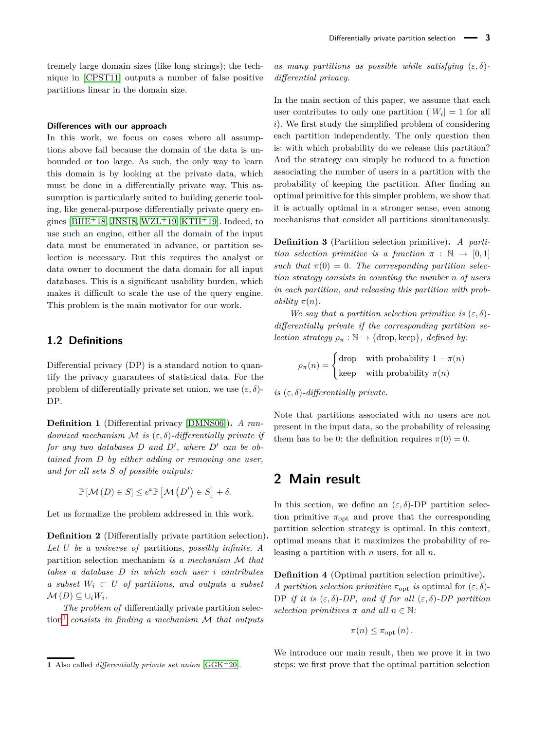tremely large domain sizes (like long strings); the technique in [CPST11] outputs a number of false positive partitions linear in the domain size.

#### Differences with our approach

In this work, we focus on cases where all assumptions above fail because the domain of the data is unbounded or too large. As such, the only way to learn this domain is by looking at the private data, which must be done in a differentially private way. This assumption is particularly suited to building generic tooling, like general-purpose differentially private query engines [BHE+18, JNS18, WZL+19, KTH+19]. Indeed, to use such an engine, either all the domain of the input data must be enumerated in advance, or partition selection is necessary. But this requires the analyst or data owner to document the data domain for all input databases. This is a significant usability burden, which makes it difficult to scale the use of the query engine. This problem is the main motivator for our work.

## 1.2 Definitions

Differential privacy (DP) is a standard notion to quantify the privacy guarantees of statistical data. For the problem of differentially private set union, we use $(\varepsilon, \delta)$-DP.

**Definition 1** (Differential privacy [DMNS06])**.** *A randomized mechanism $\mathcal{M}$ is $(\varepsilon, \delta)$-differentially private if for any two databases $D$ and $D'$, where $D'$ can be obtained from $D$ by either adding or removing one user, and for all sets $S$ of possible outputs:*

$$\mathbb{P}\left[\mathcal{M}\left(D\right) \in S\right] \leq e^{\varepsilon}\mathbb{P}\left[\mathcal{M}\left(D'\right) \in S\right] + \delta.$$

Let us formalize the problem addressed in this work.

**Definition 2** (Differentially private partition selection)**.** *Let $U$ be a universe of* partitions*, possibly infinite. A* partition selection mechanism *is a mechanism $\mathcal{M}$ that takes a database $D$ in which each user $i$ contributes a subset $W_i \subset U$ of partitions, and outputs a subset $\mathcal{M}\left(D\right) \subseteq \cup_i W_i$.*

*The problem of* differentially private partition selection[1] *consists in finding a mechanism $\mathcal{M}$ that outputs as many partitions as possible while satisfying $(\varepsilon, \delta)$-differential privacy.*

In the main section of this paper, we assume that each user contributes to only one partition ($|W_i| = 1$ for all $i$). We first study the simplified problem of considering each partition independently. The only question then is: with which probability do we release this partition? And the strategy can simply be reduced to a function associating the number of users in a partition with the probability of keeping the partition. After finding an optimal primitive for this simpler problem, we show that it is actually optimal in a stronger sense, even among mechanisms that consider all partitions simultaneously.

**Definition 3** (Partition selection primitive)**.** *A partition selection primitive is a function $\pi : \mathbb{N} \to [0, 1]$ such that $\pi(0) = 0$. The corresponding partition selection strategy consists in counting the number $n$ of users in each partition, and releasing this partition with probability $\pi(n)$.*

*We say that a partition selection primitive is $(\varepsilon, \delta)$-differentially private if the corresponding partition selection strategy $\rho_\pi : \mathbb{N} \to \{\text{drop}, \text{keep}\}$, defined by:*

$$\rho_\pi(n) = \begin{cases} \text{drop} & \text{with probability } 1 - \pi(n) \\ \text{keep} & \text{with probability } \pi(n) \end{cases}$$

*is $(\varepsilon, \delta)$-differentially private.*

Note that partitions associated with no users are not present in the input data, so the probability of releasing them has to be 0: the definition requires $\pi(0) = 0$.

# 2 Main result

In this section, we define an $(\varepsilon, \delta)$-DP partition selection primitive $\pi_{\text{opt}}$ and prove that the corresponding partition selection strategy is optimal. In this context, optimal means that it maximizes the probability of releasing a partition with $n$ users, for all $n$.

**Definition 4** (Optimal partition selection primitive)**.** *A partition selection primitive $\pi_{\text{opt}}$ is* optimal for $(\varepsilon, \delta)$-DP *if it is $(\varepsilon, \delta)$-DP, and if for all $(\varepsilon, \delta)$-DP partition selection primitives $\pi$ and all $n \in \mathbb{N}$:*

$$\pi(n) \leq \pi_{\text{opt}}\left(n\right).$$

We introduce our main result, then we prove it in two steps: we first prove that the optimal partition selection

[1] Also called *differentially private set union* [GGK+20].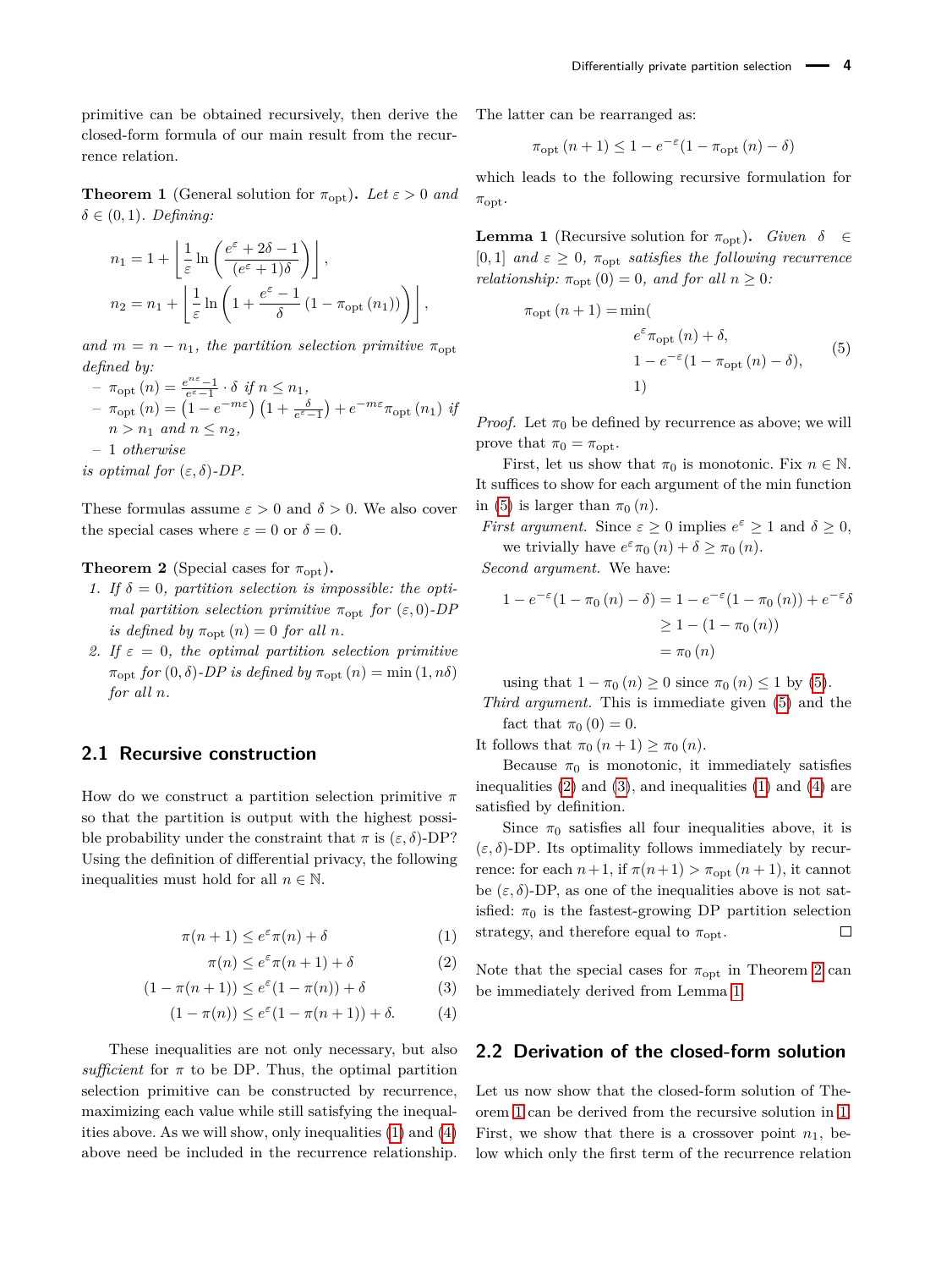primitive can be obtained recursively, then derive the closed-form formula of our main result from the recurrence relation.

**Theorem 1** (General solution for $\pi_{\text{opt}}$). *Let $\varepsilon > 0$ and $\delta \in (0,1)$. Defining:*

$$n_1 = 1 + \left\lfloor \frac{1}{\varepsilon} \ln \left( \frac{e^\varepsilon + 2\delta - 1}{(e^\varepsilon + 1)\delta} \right) \right\rfloor,$$
$$n_2 = n_1 + \left\lfloor \frac{1}{\varepsilon} \ln \left( 1 + \frac{e^\varepsilon - 1}{\delta} \left(1 - \pi_{\text{opt}}(n_1)\right) \right) \right\rfloor,$$

*and $m = n - n_1$, the partition selection primitive $\pi_{\text{opt}}$ defined by:*
- $\pi_{\text{opt}}(n) = \frac{e^{n\varepsilon}-1}{e^\varepsilon - 1} \cdot \delta$ *if $n \le n_1$,*
- $\pi_{\text{opt}}(n) = \left(1 - e^{-m\varepsilon}\right)\left(1 + \frac{\delta}{e^\varepsilon - 1}\right) + e^{-m\varepsilon}\pi_{\text{opt}}(n_1)$ *if $n > n_1$ and $n \le n_2$,*
- *1 otherwise*

*is optimal for $(\varepsilon, \delta)$-DP.*

These formulas assume $\varepsilon > 0$ and $\delta > 0$. We also cover the special cases where $\varepsilon = 0$ or $\delta = 0$.

**Theorem 2** (Special cases for $\pi_{\text{opt}}$).
1. *If $\delta = 0$, partition selection is impossible: the optimal partition selection primitive $\pi_{\text{opt}}$ for $(\varepsilon, 0)$-DP is defined by $\pi_{\text{opt}}(n) = 0$ for all $n$.*
2. *If $\varepsilon = 0$, the optimal partition selection primitive $\pi_{\text{opt}}$ for $(0, \delta)$-DP is defined by $\pi_{\text{opt}}(n) = \min(1, n\delta)$ for all $n$.*

## 2.1 Recursive construction

How do we construct a partition selection primitive $\pi$ so that the partition is output with the highest possible probability under the constraint that $\pi$ is $(\varepsilon, \delta)$-DP? Using the definition of differential privacy, the following inequalities must hold for all $n \in \mathbb{N}$.

$$\pi(n+1) \le e^\varepsilon \pi(n) + \delta \tag{1}$$
$$\pi(n) \le e^\varepsilon \pi(n+1) + \delta \tag{2}$$
$$(1 - \pi(n+1)) \le e^\varepsilon (1 - \pi(n)) + \delta \tag{3}$$
$$(1 - \pi(n)) \le e^\varepsilon (1 - \pi(n+1)) + \delta. \tag{4}$$

These inequalities are not only necessary, but also *sufficient* for $\pi$ to be DP. Thus, the optimal partition selection primitive can be constructed by recurrence, maximizing each value while still satisfying the inequalities above. As we will show, only inequalities (1) and (4) above need be included in the recurrence relationship. The latter can be rearranged as:

$$\pi_{\text{opt}}(n+1) \le 1 - e^{-\varepsilon}(1 - \pi_{\text{opt}}(n) - \delta)$$

which leads to the following recursive formulation for $\pi_{\text{opt}}$.

**Lemma 1** (Recursive solution for $\pi_{\text{opt}}$). *Given $\delta \in [0,1]$ and $\varepsilon \ge 0$, $\pi_{\text{opt}}$ satisfies the following recurrence relationship: $\pi_{\text{opt}}(0) = 0$, and for all $n \ge 0$:*

$$\pi_{\text{opt}}(n+1) = \min\Big( e^\varepsilon \pi_{\text{opt}}(n) + \delta,\; 1 - e^{-\varepsilon}(1 - \pi_{\text{opt}}(n) - \delta),\; 1 \Big) \tag{5}$$

*Proof.* Let $\pi_0$ be defined by recurrence as above; we will prove that $\pi_0 = \pi_{\text{opt}}$.

First, let us show that $\pi_0$ is monotonic. Fix $n \in \mathbb{N}$. It suffices to show for each argument of the min function in (5) is larger than $\pi_0(n)$.

*First argument.* Since $\varepsilon \ge 0$ implies $e^\varepsilon \ge 1$ and $\delta \ge 0$, we trivially have $e^\varepsilon \pi_0(n) + \delta \ge \pi_0(n)$.

*Second argument.* We have:

$$\begin{aligned} 1 - e^{-\varepsilon}(1 - \pi_0(n) - \delta) &= 1 - e^{-\varepsilon}(1 - \pi_0(n)) + e^{-\varepsilon}\delta \\ &\ge 1 - (1 - \pi_0(n)) \\ &= \pi_0(n) \end{aligned}$$

using that $1 - \pi_0(n) \ge 0$ since $\pi_0(n) \le 1$ by (5).

*Third argument.* This is immediate given (5) and the fact that $\pi_0(0) = 0$.

It follows that $\pi_0(n+1) \ge \pi_0(n)$.

Because $\pi_0$ is monotonic, it immediately satisfies inequalities (2) and (3), and inequalities (1) and (4) are satisfied by definition.

Since $\pi_0$ satisfies all four inequalities above, it is $(\varepsilon, \delta)$-DP. Its optimality follows immediately by recurrence: for each $n+1$, if $\pi(n+1) > \pi_{\text{opt}}(n+1)$, it cannot be $(\varepsilon, \delta)$-DP, as one of the inequalities above is not satisfied: $\pi_0$ is the fastest-growing DP partition selection strategy, and therefore equal to $\pi_{\text{opt}}$. □

Note that the special cases for $\pi_{\text{opt}}$ in Theorem 2 can be immediately derived from Lemma 1.

## 2.2 Derivation of the closed-form solution

Let us now show that the closed-form solution of Theorem 1 can be derived from the recursive solution in 1. First, we show that there is a crossover point $n_1$, below which only the first term of the recurrence relation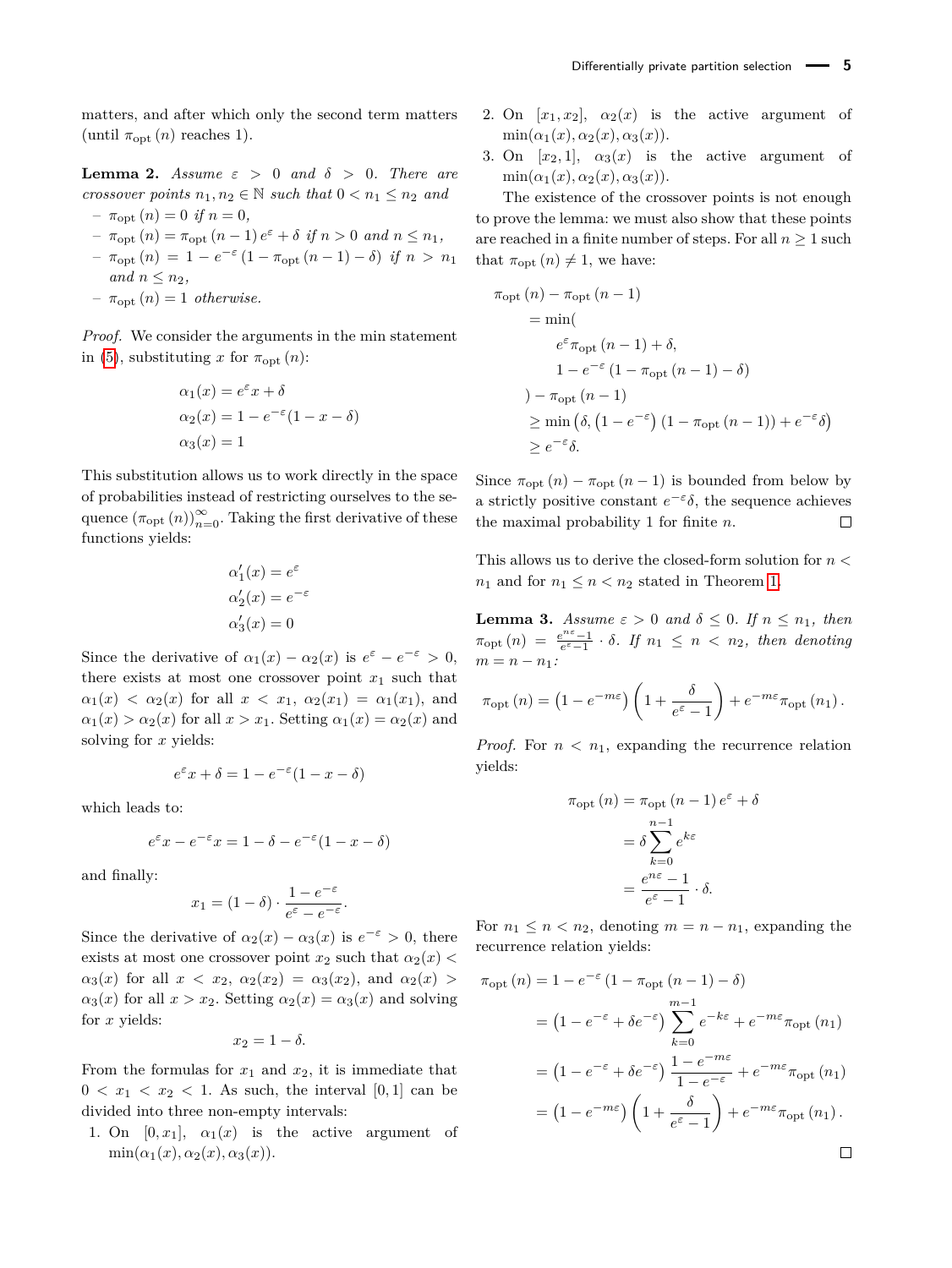matters, and after which only the second term matters (until $\pi_{\text{opt}}(n)$ reaches 1).

**Lemma 2.** *Assume $\varepsilon > 0$ and $\delta > 0$. There are crossover points $n_1, n_2 \in \mathbb{N}$ such that $0 < n_1 \le n_2$ and*

- $\pi_{\text{opt}}(n) = 0$ *if $n = 0$,*
- $\pi_{\text{opt}}(n) = \pi_{\text{opt}}(n-1)\, e^{\varepsilon} + \delta$ *if $n > 0$ and $n \le n_1$,*
- $\pi_{\text{opt}}(n) = 1 - e^{-\varepsilon}\left(1 - \pi_{\text{opt}}(n-1) - \delta\right)$ *if $n > n_1$ and $n \le n_2$,*
- $\pi_{\text{opt}}(n) = 1$ *otherwise.*

*Proof.* We consider the arguments in the min statement in (5), substituting $x$ for $\pi_{\text{opt}}(n)$:

$$\alpha_1(x) = e^{\varepsilon}x + \delta$$
$$\alpha_2(x) = 1 - e^{-\varepsilon}(1 - x - \delta)$$
$$\alpha_3(x) = 1$$

This substitution allows us to work directly in the space of probabilities instead of restricting ourselves to the sequence $(\pi_{\text{opt}}(n))_{n=0}^{\infty}$. Taking the first derivative of these functions yields:

$$\alpha_1'(x) = e^{\varepsilon}$$
$$\alpha_2'(x) = e^{-\varepsilon}$$
$$\alpha_3'(x) = 0$$

Since the derivative of $\alpha_1(x) - \alpha_2(x)$ is $e^{\varepsilon} - e^{-\varepsilon} > 0$, there exists at most one crossover point $x_1$ such that $\alpha_1(x) < \alpha_2(x)$ for all $x < x_1$, $\alpha_2(x_1) = \alpha_1(x_1)$, and $\alpha_1(x) > \alpha_2(x)$ for all $x > x_1$. Setting $\alpha_1(x) = \alpha_2(x)$ and solving for $x$ yields:

$$e^{\varepsilon}x + \delta = 1 - e^{-\varepsilon}(1 - x - \delta)$$

which leads to:

$$e^{\varepsilon}x - e^{-\varepsilon}x = 1 - \delta - e^{-\varepsilon}(1 - x - \delta)$$

and finally:

$$x_1 = (1 - \delta) \cdot \frac{1 - e^{-\varepsilon}}{e^{\varepsilon} - e^{-\varepsilon}}.$$

Since the derivative of $\alpha_2(x) - \alpha_3(x)$ is $e^{-\varepsilon} > 0$, there exists at most one crossover point $x_2$ such that $\alpha_2(x) < \alpha_3(x)$ for all $x < x_2$, $\alpha_2(x_2) = \alpha_3(x_2)$, and $\alpha_2(x) > \alpha_3(x)$ for all $x > x_2$. Setting $\alpha_2(x) = \alpha_3(x)$ and solving for $x$ yields:

$$x_2 = 1 - \delta.$$

From the formulas for $x_1$ and $x_2$, it is immediate that $0 < x_1 < x_2 < 1$. As such, the interval $[0, 1]$ can be divided into three non-empty intervals:

1. On $[0, x_1]$, $\alpha_1(x)$ is the active argument of $\min(\alpha_1(x), \alpha_2(x), \alpha_3(x))$.
2. On $[x_1, x_2]$, $\alpha_2(x)$ is the active argument of $\min(\alpha_1(x), \alpha_2(x), \alpha_3(x))$.
3. On $[x_2, 1]$, $\alpha_3(x)$ is the active argument of $\min(\alpha_1(x), \alpha_2(x), \alpha_3(x))$.

The existence of the crossover points is not enough to prove the lemma: we must also show that these points are reached in a finite number of steps. For all $n \ge 1$ such that $\pi_{\text{opt}}(n) \ne 1$, we have:

$$\begin{aligned}
\pi_{\text{opt}}(n) - \pi_{\text{opt}}(n-1) &= \min( \\
&\qquad e^{\varepsilon}\pi_{\text{opt}}(n-1) + \delta, \\
&\qquad 1 - e^{-\varepsilon}\left(1 - \pi_{\text{opt}}(n-1) - \delta\right) \\
&\quad ) - \pi_{\text{opt}}(n-1) \\
&\ge \min\left(\delta, \left(1 - e^{-\varepsilon}\right)\left(1 - \pi_{\text{opt}}(n-1)\right) + e^{-\varepsilon}\delta\right) \\
&\ge e^{-\varepsilon}\delta.
\end{aligned}$$

Since $\pi_{\text{opt}}(n) - \pi_{\text{opt}}(n-1)$ is bounded from below by a strictly positive constant $e^{-\varepsilon}\delta$, the sequence achieves the maximal probability 1 for finite $n$. ◻

This allows us to derive the closed-form solution for $n < n_1$ and for $n_1 \le n < n_2$ stated in Theorem 1.

**Lemma 3.** *Assume $\varepsilon > 0$ and $\delta \le 0$. If $n \le n_1$, then $\pi_{\text{opt}}(n) = \frac{e^{n\varepsilon} - 1}{e^{\varepsilon} - 1} \cdot \delta$. If $n_1 \le n < n_2$, then denoting $m = n - n_1$:*

$$\pi_{\text{opt}}(n) = \left(1 - e^{-m\varepsilon}\right)\left(1 + \frac{\delta}{e^{\varepsilon} - 1}\right) + e^{-m\varepsilon}\pi_{\text{opt}}(n_1).$$

*Proof.* For $n < n_1$, expanding the recurrence relation yields:

$$\begin{aligned}
\pi_{\text{opt}}(n) &= \pi_{\text{opt}}(n-1)\, e^{\varepsilon} + \delta \\
&= \delta \sum_{k=0}^{n-1} e^{k\varepsilon} \\
&= \frac{e^{n\varepsilon} - 1}{e^{\varepsilon} - 1} \cdot \delta.
\end{aligned}$$

For $n_1 \le n < n_2$, denoting $m = n - n_1$, expanding the recurrence relation yields:

$$\begin{aligned}
\pi_{\text{opt}}(n) &= 1 - e^{-\varepsilon}\left(1 - \pi_{\text{opt}}(n-1) - \delta\right) \\
&= \left(1 - e^{-\varepsilon} + \delta e^{-\varepsilon}\right)\sum_{k=0}^{m-1} e^{-k\varepsilon} + e^{-m\varepsilon}\pi_{\text{opt}}(n_1) \\
&= \left(1 - e^{-\varepsilon} + \delta e^{-\varepsilon}\right)\frac{1 - e^{-m\varepsilon}}{1 - e^{-\varepsilon}} + e^{-m\varepsilon}\pi_{\text{opt}}(n_1) \\
&= \left(1 - e^{-m\varepsilon}\right)\left(1 + \frac{\delta}{e^{\varepsilon} - 1}\right) + e^{-m\varepsilon}\pi_{\text{opt}}(n_1).
\end{aligned}$$

◻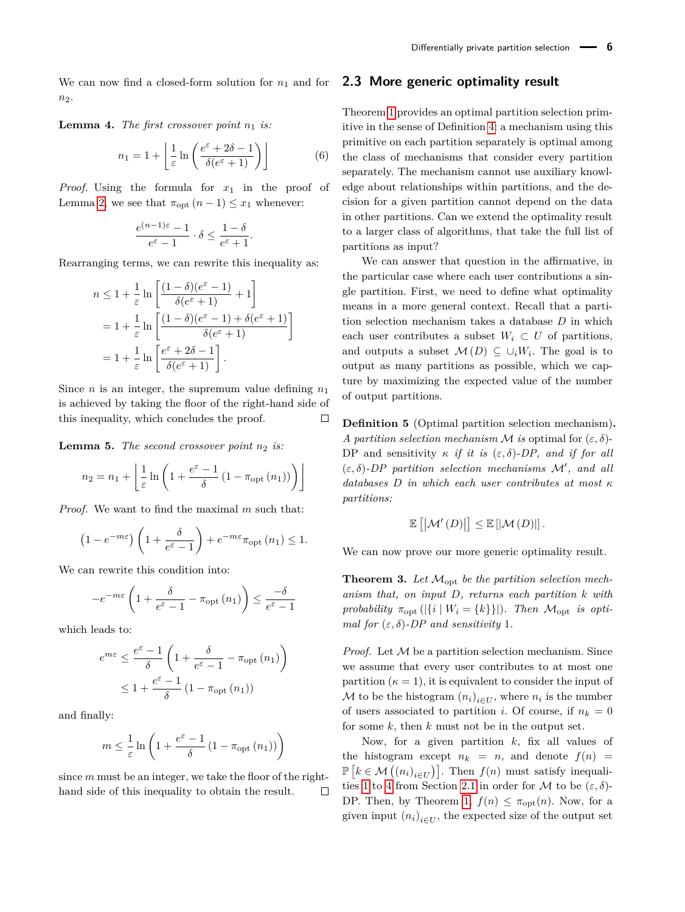We can now find a closed-form solution for $n_1$ and for $n_2$.

**Lemma 4.** *The first crossover point $n_1$ is:*

$$n_1 = 1 + \left\lfloor \frac{1}{\varepsilon} \ln \left( \frac{e^\varepsilon + 2\delta - 1}{\delta(e^\varepsilon + 1)} \right) \right\rfloor \tag{6}$$

*Proof.* Using the formula for $x_1$ in the proof of Lemma 2, we see that $\pi_{\text{opt}}(n-1) \leq x_1$ whenever:

$$\frac{e^{(n-1)\varepsilon} - 1}{e^\varepsilon - 1} \cdot \delta \leq \frac{1-\delta}{e^\varepsilon + 1}.$$

Rearranging terms, we can rewrite this inequality as:

$$\begin{aligned}
n &\leq 1 + \frac{1}{\varepsilon} \ln \left[ \frac{(1-\delta)(e^\varepsilon - 1)}{\delta(e^\varepsilon + 1)} + 1 \right] \\
&= 1 + \frac{1}{\varepsilon} \ln \left[ \frac{(1-\delta)(e^\varepsilon - 1) + \delta(e^\varepsilon + 1)}{\delta(e^\varepsilon + 1)} \right] \\
&= 1 + \frac{1}{\varepsilon} \ln \left[ \frac{e^\varepsilon + 2\delta - 1}{\delta(e^\varepsilon + 1)} \right].
\end{aligned}$$

Since $n$ is an integer, the supremum value defining $n_1$ is achieved by taking the floor of the right-hand side of this inequality, which concludes the proof. ◻

**Lemma 5.** *The second crossover point $n_2$ is:*

$$n_2 = n_1 + \left\lfloor \frac{1}{\varepsilon} \ln \left( 1 + \frac{e^\varepsilon - 1}{\delta} \left(1 - \pi_{\text{opt}}(n_1)\right) \right) \right\rfloor$$

*Proof.* We want to find the maximal $m$ such that:

$$\left(1 - e^{-m\varepsilon}\right) \left(1 + \frac{\delta}{e^\varepsilon - 1}\right) + e^{-m\varepsilon} \pi_{\text{opt}}(n_1) \leq 1.$$

We can rewrite this condition into:

$$-e^{-m\varepsilon} \left(1 + \frac{\delta}{e^\varepsilon - 1} - \pi_{\text{opt}}(n_1)\right) \leq \frac{-\delta}{e^\varepsilon - 1}$$

which leads to:

$$\begin{aligned}
e^{m\varepsilon} &\leq \frac{e^\varepsilon - 1}{\delta} \left(1 + \frac{\delta}{e^\varepsilon - 1} - \pi_{\text{opt}}(n_1)\right) \\
&\leq 1 + \frac{e^\varepsilon - 1}{\delta} \left(1 - \pi_{\text{opt}}(n_1)\right)
\end{aligned}$$

and finally:

$$m \leq \frac{1}{\varepsilon} \ln \left(1 + \frac{e^\varepsilon - 1}{\delta} \left(1 - \pi_{\text{opt}}(n_1)\right)\right)$$

since $m$ must be an integer, we take the floor of the right-hand side of this inequality to obtain the result. ◻

## 2.3 More generic optimality result

Theorem 1 provides an optimal partition selection primitive in the sense of Definition 4: a mechanism using this primitive on each partition separately is optimal among the class of mechanisms that consider every partition separately. The mechanism cannot use auxiliary knowledge about relationships within partitions, and the decision for a given partition cannot depend on the data in other partitions. Can we extend the optimality result to a larger class of algorithms, that take the full list of partitions as input?

We can answer that question in the affirmative, in the particular case where each user contributes a single partition. First, we need to define what optimality means in a more general context. Recall that a partition selection mechanism takes a database $D$ in which each user contributes a subset $W_i \subset U$ of partitions, and outputs a subset $\mathcal{M}(D) \subseteq \cup_i W_i$. The goal is to output as many partitions as possible, which we capture by maximizing the expected value of the number of output partitions.

**Definition 5** (Optimal partition selection mechanism)**.** *A partition selection mechanism $\mathcal{M}$ is* optimal *for $(\varepsilon, \delta)$-DP and sensitivity $\kappa$ if it is $(\varepsilon, \delta)$-DP, and if for all $(\varepsilon, \delta)$-DP partition selection mechanisms $\mathcal{M}'$, and all databases $D$ in which each user contributes at most $\kappa$ partitions:*

$$\mathbb{E}\left[\left|\mathcal{M}'(D)\right|\right] \leq \mathbb{E}\left[\left|\mathcal{M}(D)\right|\right].$$

We can now prove our more generic optimality result.

**Theorem 3.** *Let $\mathcal{M}_{\text{opt}}$ be the partition selection mechanism that, on input $D$, returns each partition $k$ with probability $\pi_{\text{opt}}(|\{i \mid W_i = \{k\}\}|)$. Then $\mathcal{M}_{\text{opt}}$ is optimal for $(\varepsilon, \delta)$-DP and sensitivity $1$.*

*Proof.* Let $\mathcal{M}$ be a partition selection mechanism. Since we assume that every user contributes to at most one partition ($\kappa = 1$), it is equivalent to consider the input of $\mathcal{M}$ to be the histogram $(n_i)_{i \in U}$, where $n_i$ is the number of users associated to partition $i$. Of course, if $n_k = 0$ for some $k$, then $k$ must not be in the output set.

Now, for a given partition $k$, fix all values of the histogram except $n_k = n$, and denote $f(n) = \mathbb{P}\left[k \in \mathcal{M}\left((n_i)_{i \in U}\right)\right]$. Then $f(n)$ must satisfy inequalities 1 to 4 from Section 2.1 in order for $\mathcal{M}$ to be $(\varepsilon, \delta)$-DP. Then, by Theorem 1, $f(n) \leq \pi_{\text{opt}}(n)$. Now, for a given input $(n_i)_{i \in U}$, the expected size of the output set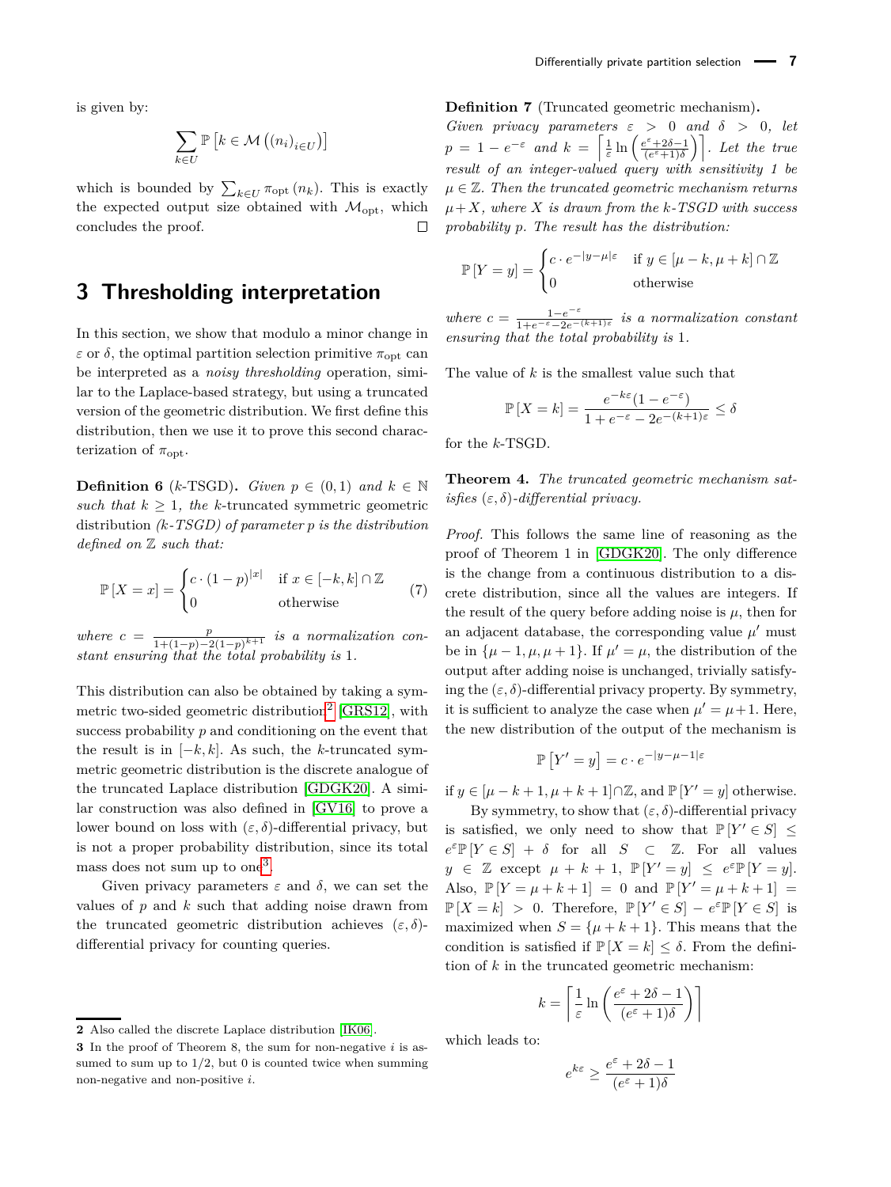is given by:

$$\sum_{k \in U} \mathbb{P}\left[k \in \mathcal{M}\left((n_i)_{i \in U}\right)\right]$$

which is bounded by $\sum_{k \in U} \pi_{\text{opt}}(n_k)$. This is exactly the expected output size obtained with $\mathcal{M}_{\text{opt}}$, which concludes the proof. ◻

# 3 Thresholding interpretation

In this section, we show that modulo a minor change in $\varepsilon$ or $\delta$, the optimal partition selection primitive $\pi_{\text{opt}}$ can be interpreted as a *noisy thresholding* operation, similar to the Laplace-based strategy, but using a truncated version of the geometric distribution. We first define this distribution, then we use it to prove this second characterization of $\pi_{\text{opt}}$.

**Definition 6** ($k$-TSGD)**.** *Given $p \in (0,1)$ and $k \in \mathbb{N}$ such that $k \geq 1$, the $k$-truncated symmetric geometric distribution ($k$-TSGD) of parameter $p$ is the distribution defined on $\mathbb{Z}$ such that:*

$$\mathbb{P}[X = x] = \begin{cases} c \cdot (1-p)^{|x|} & \text{if } x \in [-k,k] \cap \mathbb{Z} \\ 0 & \text{otherwise} \end{cases} \tag{7}$$

*where $c = \frac{p}{1+(1-p)-2(1-p)^{k+1}}$ is a normalization constant ensuring that the total probability is 1.*

This distribution can also be obtained by taking a symmetric two-sided geometric distribution[2] [GRS12], with success probability $p$ and conditioning on the event that the result is in $[-k,k]$. As such, the $k$-truncated symmetric geometric distribution is the discrete analogue of the truncated Laplace distribution [GDGK20]. A similar construction was also defined in [GV16] to prove a lower bound on loss with $(\varepsilon,\delta)$-differential privacy, but is not a proper probability distribution, since its total mass does not sum up to one[3].

Given privacy parameters $\varepsilon$ and $\delta$, we can set the values of $p$ and $k$ such that adding noise drawn from the truncated geometric distribution achieves $(\varepsilon,\delta)$-differential privacy for counting queries.

**Definition 7** (Truncated geometric mechanism)**.** *Given privacy parameters $\varepsilon > 0$ and $\delta > 0$, let $p = 1 - e^{-\varepsilon}$ and $k = \left\lceil \frac{1}{\varepsilon} \ln\left(\frac{e^{\varepsilon}+2\delta-1}{(e^{\varepsilon}+1)\delta}\right)\right\rceil$. Let the true result of an integer-valued query with sensitivity 1 be $\mu \in \mathbb{Z}$. Then the truncated geometric mechanism returns $\mu + X$, where $X$ is drawn from the $k$-TSGD with success probability $p$. The result has the distribution:*

$$\mathbb{P}[Y = y] = \begin{cases} c \cdot e^{-|y-\mu|\varepsilon} & \text{if } y \in [\mu-k, \mu+k] \cap \mathbb{Z} \\ 0 & \text{otherwise} \end{cases}$$

*where $c = \frac{1-e^{-\varepsilon}}{1+e^{-\varepsilon}-2e^{-(k+1)\varepsilon}}$ is a normalization constant ensuring that the total probability is 1.*

The value of $k$ is the smallest value such that

$$\mathbb{P}[X = k] = \frac{e^{-k\varepsilon}(1-e^{-\varepsilon})}{1+e^{-\varepsilon}-2e^{-(k+1)\varepsilon}} \leq \delta$$

for the $k$-TSGD.

**Theorem 4.** *The truncated geometric mechanism satisfies $(\varepsilon,\delta)$-differential privacy.*

*Proof.* This follows the same line of reasoning as the proof of Theorem 1 in [GDGK20]. The only difference is the change from a continuous distribution to a discrete distribution, since all the values are integers. If the result of the query before adding noise is $\mu$, then for an adjacent database, the corresponding value $\mu'$ must be in $\{\mu-1, \mu, \mu+1\}$. If $\mu' = \mu$, the distribution of the output after adding noise is unchanged, trivially satisfying the $(\varepsilon,\delta)$-differential privacy property. By symmetry, it is sufficient to analyze the case when $\mu' = \mu+1$. Here, the new distribution of the output of the mechanism is

$$\mathbb{P}[Y' = y] = c \cdot e^{-|y-\mu-1|\varepsilon}$$

if $y \in [\mu-k+1, \mu+k+1] \cap \mathbb{Z}$, and $\mathbb{P}[Y' = y]$ otherwise.

By symmetry, to show that $(\varepsilon,\delta)$-differential privacy is satisfied, we only need to show that $\mathbb{P}[Y' \in S] \leq e^{\varepsilon}\mathbb{P}[Y \in S] + \delta$ for all $S \subset \mathbb{Z}$. For all values $y \in \mathbb{Z}$ except $\mu+k+1$, $\mathbb{P}[Y' = y] \leq e^{\varepsilon}\mathbb{P}[Y = y]$. Also, $\mathbb{P}[Y = \mu+k+1] = 0$ and $\mathbb{P}[Y' = \mu+k+1] = \mathbb{P}[X = k] > 0$. Therefore, $\mathbb{P}[Y' \in S] - e^{\varepsilon}\mathbb{P}[Y \in S]$ is maximized when $S = \{\mu+k+1\}$. This means that the condition is satisfied if $\mathbb{P}[X = k] \leq \delta$. From the definition of $k$ in the truncated geometric mechanism:

$$k = \left\lceil \frac{1}{\varepsilon} \ln\left(\frac{e^{\varepsilon}+2\delta-1}{(e^{\varepsilon}+1)\delta}\right)\right\rceil$$

which leads to:

$$e^{k\varepsilon} \geq \frac{e^{\varepsilon}+2\delta-1}{(e^{\varepsilon}+1)\delta}$$

---

[2] Also called the discrete Laplace distribution [IK06].

[3] In the proof of Theorem 8, the sum for non-negative $i$ is assumed to sum up to 1/2, but 0 is counted twice when summing non-negative and non-positive $i$.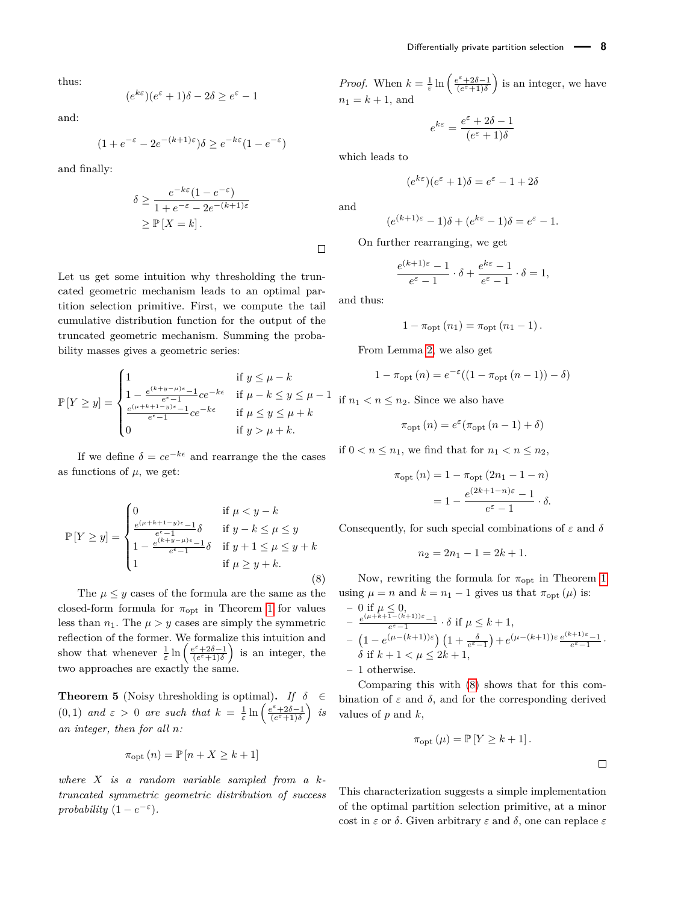thus:

$$(e^{k\varepsilon})(e^{\varepsilon}+1)\delta - 2\delta \geq e^{\varepsilon} - 1$$

and:

$$(1 + e^{-\varepsilon} - 2e^{-(k+1)\varepsilon})\delta \geq e^{-k\varepsilon}(1 - e^{-\varepsilon})$$

and finally:

$$\begin{aligned}\delta &\geq \frac{e^{-k\varepsilon}(1-e^{-\varepsilon})}{1+e^{-\varepsilon}-2e^{-(k+1)\varepsilon}} \\ &\geq \mathbb{P}[X = k].\end{aligned}$$

□

Let us get some intuition why thresholding the truncated geometric mechanism leads to an optimal partition selection primitive. First, we compute the tail cumulative distribution function for the output of the truncated geometric mechanism. Summing the probability masses gives a geometric series:

$$\mathbb{P}[Y \geq y] = \begin{cases} 1 & \text{if } y \leq \mu - k \\ 1 - \frac{e^{(k+y-\mu)\epsilon}-1}{e^{\epsilon}-1} ce^{-k\epsilon} & \text{if } \mu - k \leq y \leq \mu - 1 \\ \frac{e^{(\mu+k+1-y)\epsilon}-1}{e^{\epsilon}-1} ce^{-k\epsilon} & \text{if } \mu \leq y \leq \mu + k \\ 0 & \text{if } y > \mu + k. \end{cases}$$

If we define $\delta = ce^{-k\epsilon}$ and rearrange the the cases as functions of $\mu$, we get:

$$\mathbb{P}[Y \geq y] = \begin{cases} 0 & \text{if } \mu < y - k \\ \frac{e^{(\mu+k+1-y)\epsilon}-1}{e^{\epsilon}-1}\delta & \text{if } y - k \leq \mu \leq y \\ 1 - \frac{e^{(k+y-\mu)\epsilon}-1}{e^{\epsilon}-1}\delta & \text{if } y + 1 \leq \mu \leq y + k \\ 1 & \text{if } \mu \geq y + k. \end{cases} \tag{8}$$

The $\mu \leq y$ cases of the formula are the same as the closed-form formula for $\pi_{\text{opt}}$ in Theorem 1 for values less than $n_1$. The $\mu > y$ cases are simply the symmetric reflection of the former. We formalize this intuition and show that whenever $\frac{1}{\varepsilon}\ln\left(\frac{e^{\varepsilon}+2\delta-1}{(e^{\varepsilon}+1)\delta}\right)$ is an integer, the two approaches are exactly the same.

**Theorem 5** (Noisy thresholding is optimal)**.** *If $\delta \in (0,1)$ and $\varepsilon > 0$ are such that $k = \frac{1}{\varepsilon}\ln\left(\frac{e^{\varepsilon}+2\delta-1}{(e^{\varepsilon}+1)\delta}\right)$ is an integer, then for all n:*

$$\pi_{\text{opt}}(n) = \mathbb{P}[n + X \geq k + 1]$$

*where $X$ is a random variable sampled from a $k$-truncated symmetric geometric distribution of success probability $(1 - e^{-\varepsilon})$.*

*Proof.* When $k = \frac{1}{\varepsilon}\ln\left(\frac{e^{\varepsilon}+2\delta-1}{(e^{\varepsilon}+1)\delta}\right)$ is an integer, we have $n_1 = k + 1$, and

$$e^{k\varepsilon} = \frac{e^{\varepsilon}+2\delta-1}{(e^{\varepsilon}+1)\delta}$$

which leads to

$$(e^{k\varepsilon})(e^{\varepsilon}+1)\delta = e^{\varepsilon} - 1 + 2\delta$$

and

$$(e^{(k+1)\varepsilon} - 1)\delta + (e^{k\varepsilon} - 1)\delta = e^{\varepsilon} - 1.$$

On further rearranging, we get

$$\frac{e^{(k+1)\varepsilon}-1}{e^{\varepsilon}-1} \cdot \delta + \frac{e^{k\varepsilon}-1}{e^{\varepsilon}-1} \cdot \delta = 1,$$

and thus:

$$1 - \pi_{\text{opt}}(n_1) = \pi_{\text{opt}}(n_1 - 1).$$

From Lemma 2, we also get

$$1 - \pi_{\text{opt}}(n) = e^{-\varepsilon}((1 - \pi_{\text{opt}}(n-1)) - \delta)$$

if $n_1 < n \leq n_2$. Since we also have

$$\pi_{\text{opt}}(n) = e^{\varepsilon}(\pi_{\text{opt}}(n-1) + \delta)$$

if $0 < n \leq n_1$, we find that for $n_1 < n \leq n_2$,

$$\begin{aligned}\pi_{\text{opt}}(n) &= 1 - \pi_{\text{opt}}(2n_1 - 1 - n) \\ &= 1 - \frac{e^{(2k+1-n)\varepsilon}-1}{e^{\varepsilon}-1} \cdot \delta.\end{aligned}$$

Consequently, for such special combinations of $\varepsilon$ and $\delta$

$$n_2 = 2n_1 - 1 = 2k + 1.$$

Now, rewriting the formula for $\pi_{\text{opt}}$ in Theorem 1 using $\mu = n$ and $k = n_1 - 1$ gives us that $\pi_{\text{opt}}(\mu)$ is:

- 0 if $\mu \leq 0$,
- $\frac{e^{(\mu+k+1-(k+1))\varepsilon}-1}{e^{\varepsilon}-1} \cdot \delta$ if $\mu \leq k + 1$,
- $\left(1 - e^{(\mu-(k+1))\varepsilon}\right)\left(1 + \frac{\delta}{e^{\varepsilon}-1}\right) + e^{(\mu-(k+1))\varepsilon}\frac{e^{(k+1)\varepsilon}-1}{e^{\varepsilon}-1} \cdot \delta$ if $k + 1 < \mu \leq 2k + 1$,
- 1 otherwise.

Comparing this with (8) shows that for this combination of $\varepsilon$ and $\delta$, and for the corresponding derived values of $p$ and $k$,

$$\pi_{\text{opt}}(\mu) = \mathbb{P}[Y \geq k + 1].$$

□

This characterization suggests a simple implementation of the optimal partition selection primitive, at a minor cost in $\varepsilon$ or $\delta$. Given arbitrary $\varepsilon$ and $\delta$, one can replace $\varepsilon$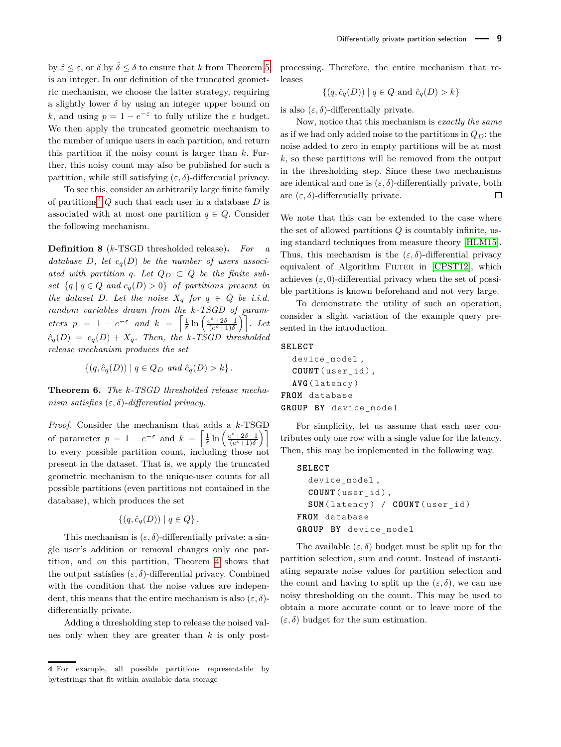by $\hat{\varepsilon} \le \varepsilon$, or $\delta$ by $\hat{\delta} \le \delta$ to ensure that $k$ from Theorem 5 is an integer. In our definition of the truncated geometric mechanism, we choose the latter strategy, requiring a slightly lower $\delta$ by using an integer upper bound on $k$, and using $p = 1 - e^{-\varepsilon}$ to fully utilize the $\varepsilon$ budget. We then apply the truncated geometric mechanism to the number of unique users in each partition, and return this partition if the noisy count is larger than $k$. Further, this noisy count may also be published for such a partition, while still satisfying $(\varepsilon, \delta)$-differential privacy.

To see this, consider an arbitrarily large finite family of partitions[4] $Q$ such that each user in a database $D$ is associated with at most one partition $q \in Q$. Consider the following mechanism.

**Definition 8** ($k$-TSGD thresholded release)**.** *For a database $D$, let $c_q(D)$ be the number of users associated with partition $q$. Let $Q_D \subset Q$ be the finite subset $\{q \mid q \in Q$ and $c_q(D) > 0\}$ of partitions present in the dataset $D$. Let the noise $X_q$ for $q \in Q$ be i.i.d. random variables drawn from the $k$-TSGD of parameters $p = 1 - e^{-\varepsilon}$ and $k = \left\lceil \frac{1}{\varepsilon} \ln\left(\frac{e^{\varepsilon}+2\delta-1}{(e^{\varepsilon}+1)\delta}\right)\right\rceil$. Let $\hat{c}_q(D) = c_q(D) + X_q$. Then, the $k$-TSGD thresholded release mechanism produces the set*

$$\{(q, \hat{c}_q(D)) \mid q \in Q_D \text{ and } \hat{c}_q(D) > k\}.$$

**Theorem 6.** *The $k$-TSGD thresholded release mechanism satisfies $(\varepsilon, \delta)$-differential privacy.*

*Proof.* Consider the mechanism that adds a $k$-TSGD of parameter $p = 1 - e^{-\varepsilon}$ and $k = \left\lceil \frac{1}{\varepsilon} \ln\left(\frac{e^{\varepsilon}+2\delta-1}{(e^{\varepsilon}+1)\delta}\right)\right\rceil$ to every possible partition count, including those not present in the dataset. That is, we apply the truncated geometric mechanism to the unique-user counts for all possible partitions (even partitions not contained in the database), which produces the set

$$\{(q, \hat{c}_q(D)) \mid q \in Q\}.$$

This mechanism is $(\varepsilon, \delta)$-differentially private: a single user's addition or removal changes only one partition, and on this partition, Theorem 4 shows that the output satisfies $(\varepsilon, \delta)$-differential privacy. Combined with the condition that the noise values are independent, this means that the entire mechanism is also $(\varepsilon, \delta)$-differentially private.

Adding a thresholding step to release the noised values only when they are greater than $k$ is only post-processing. Therefore, the entire mechanism that releases

$$\{(q, \hat{c}_q(D)) \mid q \in Q \text{ and } \hat{c}_q(D) > k\}$$

is also $(\varepsilon, \delta)$-differentially private.

Now, notice that this mechanism is *exactly the same* as if we had only added noise to the partitions in $Q_D$: the noise added to zero in empty partitions will be at most $k$, so these partitions will be removed from the output in the thresholding step. Since these two mechanisms are identical and one is $(\varepsilon, \delta)$-differentially private, both are $(\varepsilon, \delta)$-differentially private. ◻

We note that this can be extended to the case where the set of allowed partitions $Q$ is countably infinite, using standard techniques from measure theory [HLM15]. Thus, this mechanism is the $(\varepsilon, \delta)$-differential privacy equivalent of Algorithm Filter in [CPST12], which achieves $(\varepsilon, 0)$-differential privacy when the set of possible partitions is known beforehand and not very large.

To demonstrate the utility of such an operation, consider a slight variation of the example query presented in the introduction.

```
SELECT
  device_model,
  COUNT(user_id),
  AVG(latency)
FROM database
GROUP BY device_model
```

For simplicity, let us assume that each user contributes only one row with a single value for the latency. Then, this may be implemented in the following way.

```
SELECT
  device_model,
  COUNT(user_id),
  SUM(latency) / COUNT(user_id)
FROM database
GROUP BY device_model
```

The available $(\varepsilon, \delta)$ budget must be split up for the partition selection, sum and count. Instead of instantiating separate noise values for partition selection and the count and having to split up the $(\varepsilon, \delta)$, we can use noisy thresholding on the count. This may be used to obtain a more accurate count or to leave more of the $(\varepsilon, \delta)$ budget for the sum estimation.

[4] For example, all possible partitions representable by bytestrings that fit within available data storage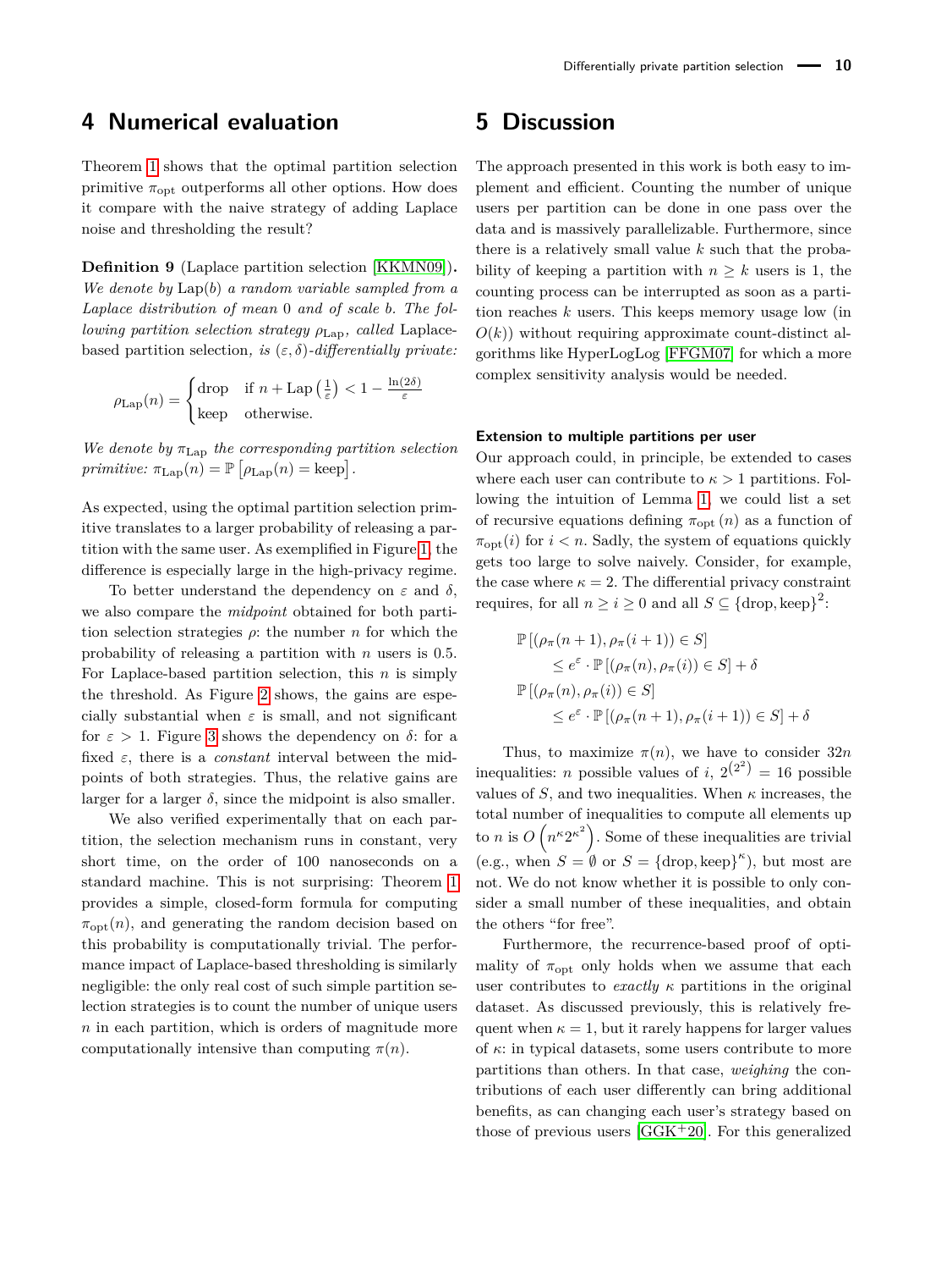## 4 Numerical evaluation

Theorem 1 shows that the optimal partition selection primitive $\pi_{\text{opt}}$ outperforms all other options. How does it compare with the naive strategy of adding Laplace noise and thresholding the result?

**Definition 9** (Laplace partition selection [KKMN09])**.** *We denote by* $\text{Lap}(b)$ *a random variable sampled from a Laplace distribution of mean* 0 *and of scale* $b$*. The following partition selection strategy* $\rho_{\text{Lap}}$*, called* Laplace-based partition selection*, is* $(\varepsilon, \delta)$*-differentially private:*

$$\rho_{\text{Lap}}(n) = \begin{cases} \text{drop} & \text{if } n + \text{Lap}\left(\frac{1}{\varepsilon}\right) < 1 - \frac{\ln(2\delta)}{\varepsilon} \\ \text{keep} & \text{otherwise.} \end{cases}$$

*We denote by* $\pi_{\text{Lap}}$ *the corresponding partition selection primitive:* $\pi_{\text{Lap}}(n) = \mathbb{P}\left[\rho_{\text{Lap}}(n) = \text{keep}\right]$.

As expected, using the optimal partition selection primitive translates to a larger probability of releasing a partition with the same user. As exemplified in Figure 1, the difference is especially large in the high-privacy regime.

To better understand the dependency on $\varepsilon$ and $\delta$, we also compare the *midpoint* obtained for both partition selection strategies $\rho$: the number $n$ for which the probability of releasing a partition with $n$ users is 0.5. For Laplace-based partition selection, this $n$ is simply the threshold. As Figure 2 shows, the gains are especially substantial when $\varepsilon$ is small, and not significant for $\varepsilon > 1$. Figure 3 shows the dependency on $\delta$: for a fixed $\varepsilon$, there is a *constant* interval between the midpoints of both strategies. Thus, the relative gains are larger for a larger $\delta$, since the midpoint is also smaller.

We also verified experimentally that on each partition, the selection mechanism runs in constant, very short time, on the order of 100 nanoseconds on a standard machine. This is not surprising: Theorem 1 provides a simple, closed-form formula for computing $\pi_{\text{opt}}(n)$, and generating the random decision based on this probability is computationally trivial. The performance impact of Laplace-based thresholding is similarly negligible: the only real cost of such simple partition selection strategies is to count the number of unique users $n$ in each partition, which is orders of magnitude more computationally intensive than computing $\pi(n)$.

## 5 Discussion

The approach presented in this work is both easy to implement and efficient. Counting the number of unique users per partition can be done in one pass over the data and is massively parallelizable. Furthermore, since there is a relatively small value $k$ such that the probability of keeping a partition with $n \geq k$ users is 1, the counting process can be interrupted as soon as a partition reaches $k$ users. This keeps memory usage low (in $O(k)$) without requiring approximate count-distinct algorithms like HyperLogLog [FFGM07] for which a more complex sensitivity analysis would be needed.

#### Extension to multiple partitions per user

Our approach could, in principle, be extended to cases where each user can contribute to $\kappa > 1$ partitions. Following the intuition of Lemma 1, we could list a set of recursive equations defining $\pi_{\text{opt}}(n)$ as a function of $\pi_{\text{opt}}(i)$ for $i < n$. Sadly, the system of equations quickly gets too large to solve naively. Consider, for example, the case where $\kappa = 2$. The differential privacy constraint requires, for all $n \geq i \geq 0$ and all $S \subseteq \{\text{drop}, \text{keep}\}^2$:

$$\begin{aligned} &\mathbb{P}\left[(\rho_\pi(n+1), \rho_\pi(i+1)) \in S\right] \\ &\qquad \leq e^{\varepsilon} \cdot \mathbb{P}\left[(\rho_\pi(n), \rho_\pi(i)) \in S\right] + \delta \\ &\mathbb{P}\left[(\rho_\pi(n), \rho_\pi(i)) \in S\right] \\ &\qquad \leq e^{\varepsilon} \cdot \mathbb{P}\left[(\rho_\pi(n+1), \rho_\pi(i+1)) \in S\right] + \delta \end{aligned}$$

Thus, to maximize $\pi(n)$, we have to consider $32n$ inequalities: $n$ possible values of $i$, $2^{\left(2^2\right)} = 16$ possible values of $S$, and two inequalities. When $\kappa$ increases, the total number of inequalities to compute all elements up to $n$ is $O\left(n^{\kappa}2^{\kappa^2}\right)$. Some of these inequalities are trivial (e.g., when $S = \emptyset$ or $S = \{\text{drop}, \text{keep}\}^{\kappa}$), but most are not. We do not know whether it is possible to only consider a small number of these inequalities, and obtain the others "for free".

Furthermore, the recurrence-based proof of optimality of $\pi_{\text{opt}}$ only holds when we assume that each user contributes to *exactly* $\kappa$ partitions in the original dataset. As discussed previously, this is relatively frequent when $\kappa = 1$, but it rarely happens for larger values of $\kappa$: in typical datasets, some users contribute to more partitions than others. In that case, *weighing* the contributions of each user differently can bring additional benefits, as can changing each user's strategy based on those of previous users [GGK+20]. For this generalized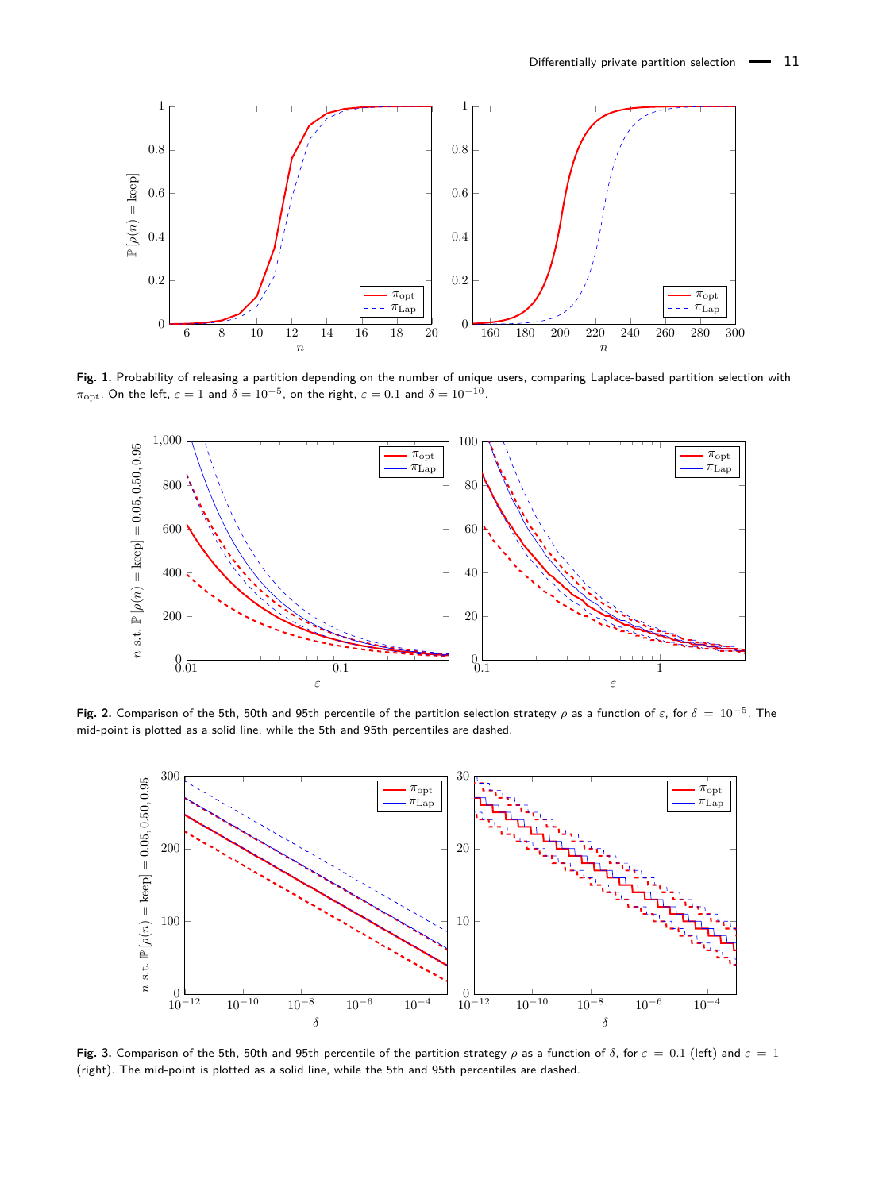**Fig. 1.** Probability of releasing a partition depending on the number of unique users, comparing Laplace-based partition selection with $\pi_{\text{opt}}$. On the left, $\varepsilon = 1$ and $\delta = 10^{-5}$, on the right, $\varepsilon = 0.1$ and $\delta = 10^{-10}$.

**Fig. 2.** Comparison of the 5th, 50th and 95th percentile of the partition selection strategy $\rho$ as a function of $\varepsilon$, for $\delta = 10^{-5}$. The mid-point is plotted as a solid line, while the 5th and 95th percentiles are dashed.

**Fig. 3.** Comparison of the 5th, 50th and 95th percentile of the partition strategy $\rho$ as a function of $\delta$, for $\varepsilon = 0.1$ (left) and $\varepsilon = 1$ (right). The mid-point is plotted as a solid line, while the 5th and 95th percentiles are dashed.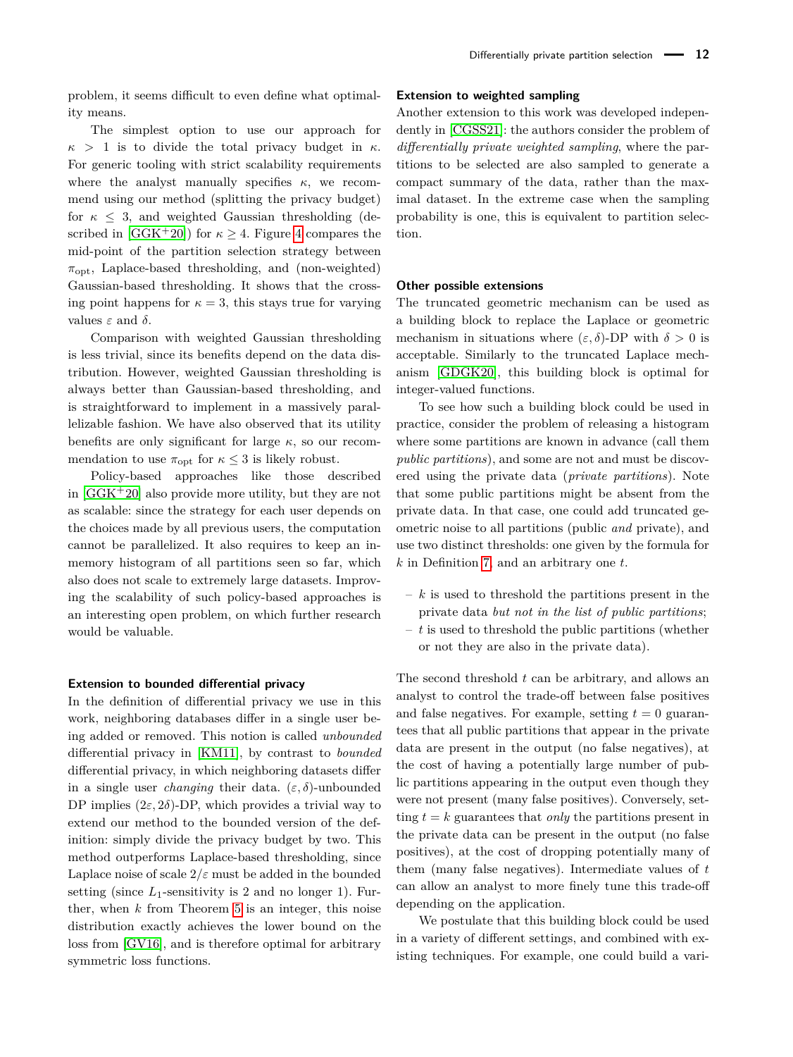problem, it seems difficult to even define what optimality means.

The simplest option to use our approach for $\kappa > 1$ is to divide the total privacy budget in $\kappa$. For generic tooling with strict scalability requirements where the analyst manually specifies $\kappa$, we recommend using our method (splitting the privacy budget) for $\kappa \leq 3$, and weighted Gaussian thresholding (described in [GGK+20]) for $\kappa \geq 4$. Figure 4 compares the mid-point of the partition selection strategy between $\pi_{\text{opt}}$, Laplace-based thresholding, and (non-weighted) Gaussian-based thresholding. It shows that the crossing point happens for $\kappa = 3$, this stays true for varying values $\varepsilon$ and $\delta$.

Comparison with weighted Gaussian thresholding is less trivial, since its benefits depend on the data distribution. However, weighted Gaussian thresholding is always better than Gaussian-based thresholding, and is straightforward to implement in a massively parallelizable fashion. We have also observed that its utility benefits are only significant for large $\kappa$, so our recommendation to use $\pi_{\text{opt}}$ for $\kappa \leq 3$ is likely robust.

Policy-based approaches like those described in [GGK+20] also provide more utility, but they are not as scalable: since the strategy for each user depends on the choices made by all previous users, the computation cannot be parallelized. It also requires to keep an in-memory histogram of all partitions seen so far, which also does not scale to extremely large datasets. Improving the scalability of such policy-based approaches is an interesting open problem, on which further research would be valuable.

### Extension to bounded differential privacy

In the definition of differential privacy we use in this work, neighboring databases differ in a single user being added or removed. This notion is called *unbounded* differential privacy in [KM11], by contrast to *bounded* differential privacy, in which neighboring datasets differ in a single user *changing* their data. $(\varepsilon, \delta)$-unbounded DP implies $(2\varepsilon, 2\delta)$-DP, which provides a trivial way to extend our method to the bounded version of the definition: simply divide the privacy budget by two. This method outperforms Laplace-based thresholding, since Laplace noise of scale $2/\varepsilon$ must be added in the bounded setting (since $L_1$-sensitivity is 2 and no longer 1). Further, when $k$ from Theorem 5 is an integer, this noise distribution exactly achieves the lower bound on the loss from [GV16], and is therefore optimal for arbitrary symmetric loss functions.

### Extension to weighted sampling

Another extension to this work was developed independently in [CGSS21]: the authors consider the problem of *differentially private weighted sampling*, where the partitions to be selected are also sampled to generate a compact summary of the data, rather than the maximal dataset. In the extreme case when the sampling probability is one, this is equivalent to partition selection.

### Other possible extensions

The truncated geometric mechanism can be used as a building block to replace the Laplace or geometric mechanism in situations where $(\varepsilon, \delta)$-DP with $\delta > 0$ is acceptable. Similarly to the truncated Laplace mechanism [GDGK20], this building block is optimal for integer-valued functions.

To see how such a building block could be used in practice, consider the problem of releasing a histogram where some partitions are known in advance (call them *public partitions*), and some are not and must be discovered using the private data (*private partitions*). Note that some public partitions might be absent from the private data. In that case, one could add truncated geometric noise to all partitions (public *and* private), and use two distinct thresholds: one given by the formula for $k$ in Definition 7, and an arbitrary one $t$.

- $k$ is used to threshold the partitions present in the private data *but not in the list of public partitions*;
- $t$ is used to threshold the public partitions (whether or not they are also in the private data).

The second threshold $t$ can be arbitrary, and allows an analyst to control the trade-off between false positives and false negatives. For example, setting $t = 0$ guarantees that all public partitions that appear in the private data are present in the output (no false negatives), at the cost of having a potentially large number of public partitions appearing in the output even though they were not present (many false positives). Conversely, setting $t = k$ guarantees that *only* the partitions present in the private data can be present in the output (no false positives), at the cost of dropping potentially many of them (many false negatives). Intermediate values of $t$ can allow an analyst to more finely tune this trade-off depending on the application.

We postulate that this building block could be used in a variety of different settings, and combined with existing techniques. For example, one could build a vari-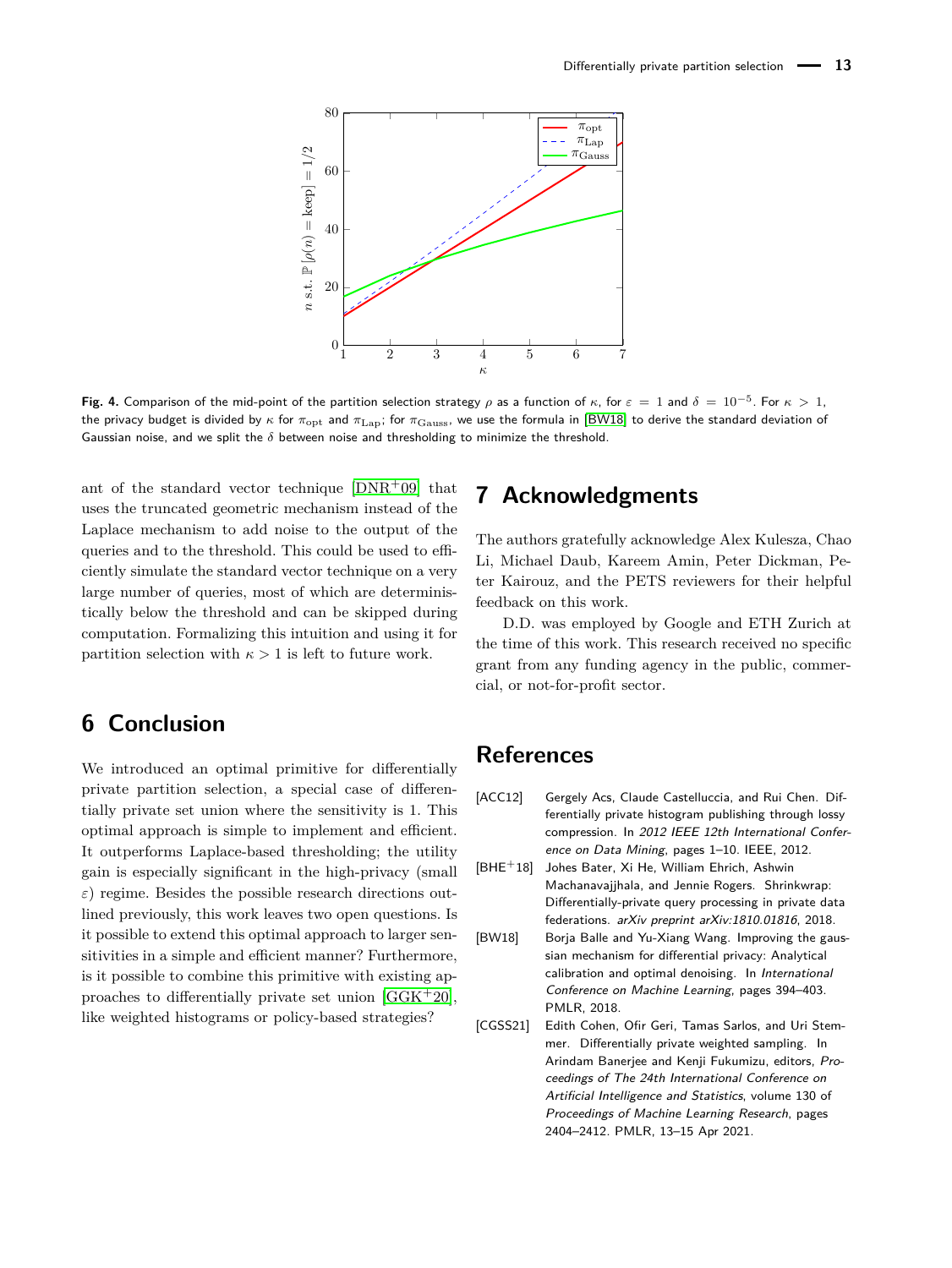Fig. 4. Comparison of the mid-point of the partition selection strategy $\rho$ as a function of $\kappa$, for $\varepsilon = 1$ and $\delta = 10^{-5}$. For $\kappa > 1$, the privacy budget is divided by $\kappa$ for $\pi_{\text{opt}}$ and $\pi_{\text{Lap}}$; for $\pi_{\text{Gauss}}$, we use the formula in [BW18] to derive the standard deviation of Gaussian noise, and we split the $\delta$ between noise and thresholding to minimize the threshold.

ant of the standard vector technique [DNR+09] that uses the truncated geometric mechanism instead of the Laplace mechanism to add noise to the output of the queries and to the threshold. This could be used to efficiently simulate the standard vector technique on a very large number of queries, most of which are deterministically below the threshold and can be skipped during computation. Formalizing this intuition and using it for partition selection with $\kappa > 1$ is left to future work.

## 6 Conclusion

We introduced an optimal primitive for differentially private partition selection, a special case of differentially private set union where the sensitivity is 1. This optimal approach is simple to implement and efficient. It outperforms Laplace-based thresholding; the utility gain is especially significant in the high-privacy (small $\varepsilon$) regime. Besides the possible research directions outlined previously, this work leaves two open questions. Is it possible to extend this optimal approach to larger sensitivities in a simple and efficient manner? Furthermore, is it possible to combine this primitive with existing approaches to differentially private set union [GGK+20], like weighted histograms or policy-based strategies?

## 7 Acknowledgments

The authors gratefully acknowledge Alex Kulesza, Chao Li, Michael Daub, Kareem Amin, Peter Dickman, Peter Kairouz, and the PETS reviewers for their helpful feedback on this work.

D.D. was employed by Google and ETH Zurich at the time of this work. This research received no specific grant from any funding agency in the public, commercial, or not-for-profit sector.

## References

[ACC12] Gergely Acs, Claude Castelluccia, and Rui Chen. Differentially private histogram publishing through lossy compression. In *2012 IEEE 12th International Conference on Data Mining*, pages 1–10. IEEE, 2012.

[BHE+18] Johes Bater, Xi He, William Ehrich, Ashwin Machanavajjhala, and Jennie Rogers. Shrinkwrap: Differentially-private query processing in private data federations. *arXiv preprint arXiv:1810.01816*, 2018.

[BW18] Borja Balle and Yu-Xiang Wang. Improving the gaussian mechanism for differential privacy: Analytical calibration and optimal denoising. In *International Conference on Machine Learning*, pages 394–403. PMLR, 2018.

[CGSS21] Edith Cohen, Ofir Geri, Tamas Sarlos, and Uri Stemmer. Differentially private weighted sampling. In Arindam Banerjee and Kenji Fukumizu, editors, *Proceedings of The 24th International Conference on Artificial Intelligence and Statistics*, volume 130 of *Proceedings of Machine Learning Research*, pages 2404–2412. PMLR, 13–15 Apr 2021.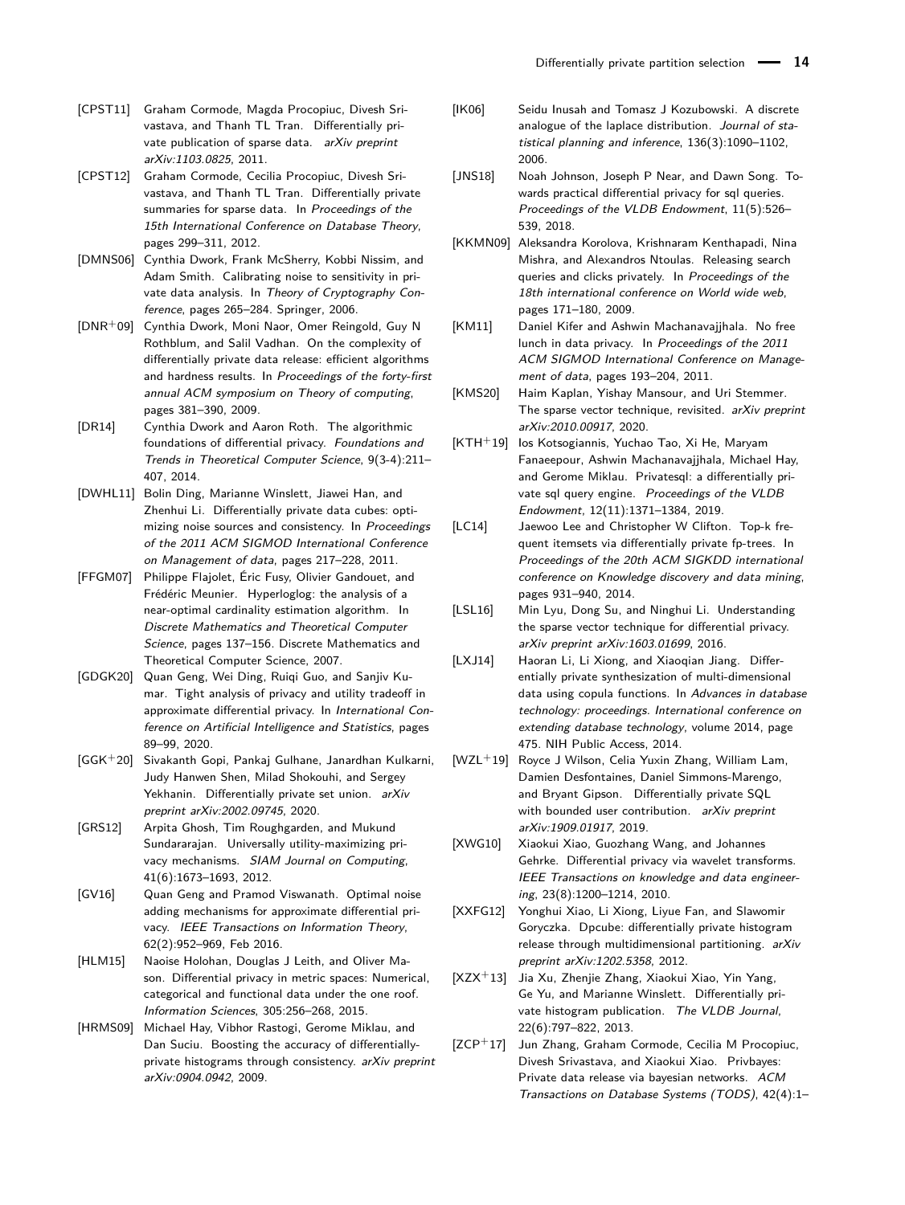[CPST11] Graham Cormode, Magda Procopiuc, Divesh Srivastava, and Thanh TL Tran. Differentially private publication of sparse data. *arXiv preprint arXiv:1103.0825*, 2011.

[CPST12] Graham Cormode, Cecilia Procopiuc, Divesh Srivastava, and Thanh TL Tran. Differentially private summaries for sparse data. In *Proceedings of the 15th International Conference on Database Theory*, pages 299–311, 2012.

[DMNS06] Cynthia Dwork, Frank McSherry, Kobbi Nissim, and Adam Smith. Calibrating noise to sensitivity in private data analysis. In *Theory of Cryptography Conference*, pages 265–284. Springer, 2006.

[DNR+09] Cynthia Dwork, Moni Naor, Omer Reingold, Guy N Rothblum, and Salil Vadhan. On the complexity of differentially private data release: efficient algorithms and hardness results. In *Proceedings of the forty-first annual ACM symposium on Theory of computing*, pages 381–390, 2009.

[DR14] Cynthia Dwork and Aaron Roth. The algorithmic foundations of differential privacy. *Foundations and Trends in Theoretical Computer Science*, 9(3-4):211–407, 2014.

[DWHL11] Bolin Ding, Marianne Winslett, Jiawei Han, and Zhenhui Li. Differentially private data cubes: optimizing noise sources and consistency. In *Proceedings of the 2011 ACM SIGMOD International Conference on Management of data*, pages 217–228, 2011.

[FFGM07] Philippe Flajolet, Éric Fusy, Olivier Gandouet, and Frédéric Meunier. Hyperloglog: the analysis of a near-optimal cardinality estimation algorithm. In *Discrete Mathematics and Theoretical Computer Science*, pages 137–156. Discrete Mathematics and Theoretical Computer Science, 2007.

[GDGK20] Quan Geng, Wei Ding, Ruiqi Guo, and Sanjiv Kumar. Tight analysis of privacy and utility tradeoff in approximate differential privacy. In *International Conference on Artificial Intelligence and Statistics*, pages 89–99, 2020.

[GGK+20] Sivakanth Gopi, Pankaj Gulhane, Janardhan Kulkarni, Judy Hanwen Shen, Milad Shokouhi, and Sergey Yekhanin. Differentially private set union. *arXiv preprint arXiv:2002.09745*, 2020.

[GRS12] Arpita Ghosh, Tim Roughgarden, and Mukund Sundararajan. Universally utility-maximizing privacy mechanisms. *SIAM Journal on Computing*, 41(6):1673–1693, 2012.

[GV16] Quan Geng and Pramod Viswanath. Optimal noise adding mechanisms for approximate differential privacy. *IEEE Transactions on Information Theory*, 62(2):952–969, Feb 2016.

[HLM15] Naoise Holohan, Douglas J Leith, and Oliver Mason. Differential privacy in metric spaces: Numerical, categorical and functional data under the one roof. *Information Sciences*, 305:256–268, 2015.

[HRMS09] Michael Hay, Vibhor Rastogi, Gerome Miklau, and Dan Suciu. Boosting the accuracy of differentially-private histograms through consistency. *arXiv preprint arXiv:0904.0942*, 2009.

[IK06] Seidu Inusah and Tomasz J Kozubowski. A discrete analogue of the laplace distribution. *Journal of statistical planning and inference*, 136(3):1090–1102, 2006.

[JNS18] Noah Johnson, Joseph P Near, and Dawn Song. Towards practical differential privacy for sql queries. *Proceedings of the VLDB Endowment*, 11(5):526–539, 2018.

[KKMN09] Aleksandra Korolova, Krishnaram Kenthapadi, Nina Mishra, and Alexandros Ntoulas. Releasing search queries and clicks privately. In *Proceedings of the 18th international conference on World wide web*, pages 171–180, 2009.

[KM11] Daniel Kifer and Ashwin Machanavajjhala. No free lunch in data privacy. In *Proceedings of the 2011 ACM SIGMOD International Conference on Management of data*, pages 193–204, 2011.

[KMS20] Haim Kaplan, Yishay Mansour, and Uri Stemmer. The sparse vector technique, revisited. *arXiv preprint arXiv:2010.00917*, 2020.

[KTH+19] Ios Kotsogiannis, Yuchao Tao, Xi He, Maryam Fanaeepour, Ashwin Machanavajjhala, Michael Hay, and Gerome Miklau. Privatesql: a differentially private sql query engine. *Proceedings of the VLDB Endowment*, 12(11):1371–1384, 2019.

[LC14] Jaewoo Lee and Christopher W Clifton. Top-k frequent itemsets via differentially private fp-trees. In *Proceedings of the 20th ACM SIGKDD international conference on Knowledge discovery and data mining*, pages 931–940, 2014.

[LSL16] Min Lyu, Dong Su, and Ninghui Li. Understanding the sparse vector technique for differential privacy. *arXiv preprint arXiv:1603.01699*, 2016.

[LXJ14] Haoran Li, Li Xiong, and Xiaoqian Jiang. Differentially private synthesization of multi-dimensional data using copula functions. In *Advances in database technology: proceedings. International conference on extending database technology*, volume 2014, page 475. NIH Public Access, 2014.

[WZL+19] Royce J Wilson, Celia Yuxin Zhang, William Lam, Damien Desfontaines, Daniel Simmons-Marengo, and Bryant Gipson. Differentially private SQL with bounded user contribution. *arXiv preprint arXiv:1909.01917*, 2019.

[XWG10] Xiaokui Xiao, Guozhang Wang, and Johannes Gehrke. Differential privacy via wavelet transforms. *IEEE Transactions on knowledge and data engineering*, 23(8):1200–1214, 2010.

[XXFG12] Yonghui Xiao, Li Xiong, Liyue Fan, and Slawomir Goryczka. Dpcube: differentially private histogram release through multidimensional partitioning. *arXiv preprint arXiv:1202.5358*, 2012.

[XZX+13] Jia Xu, Zhenjie Zhang, Xiaokui Xiao, Yin Yang, Ge Yu, and Marianne Winslett. Differentially private histogram publication. *The VLDB Journal*, 22(6):797–822, 2013.

[ZCP+17] Jun Zhang, Graham Cormode, Cecilia M Procopiuc, Divesh Srivastava, and Xiaokui Xiao. Privbayes: Private data release via bayesian networks. *ACM Transactions on Database Systems (TODS)*, 42(4):1–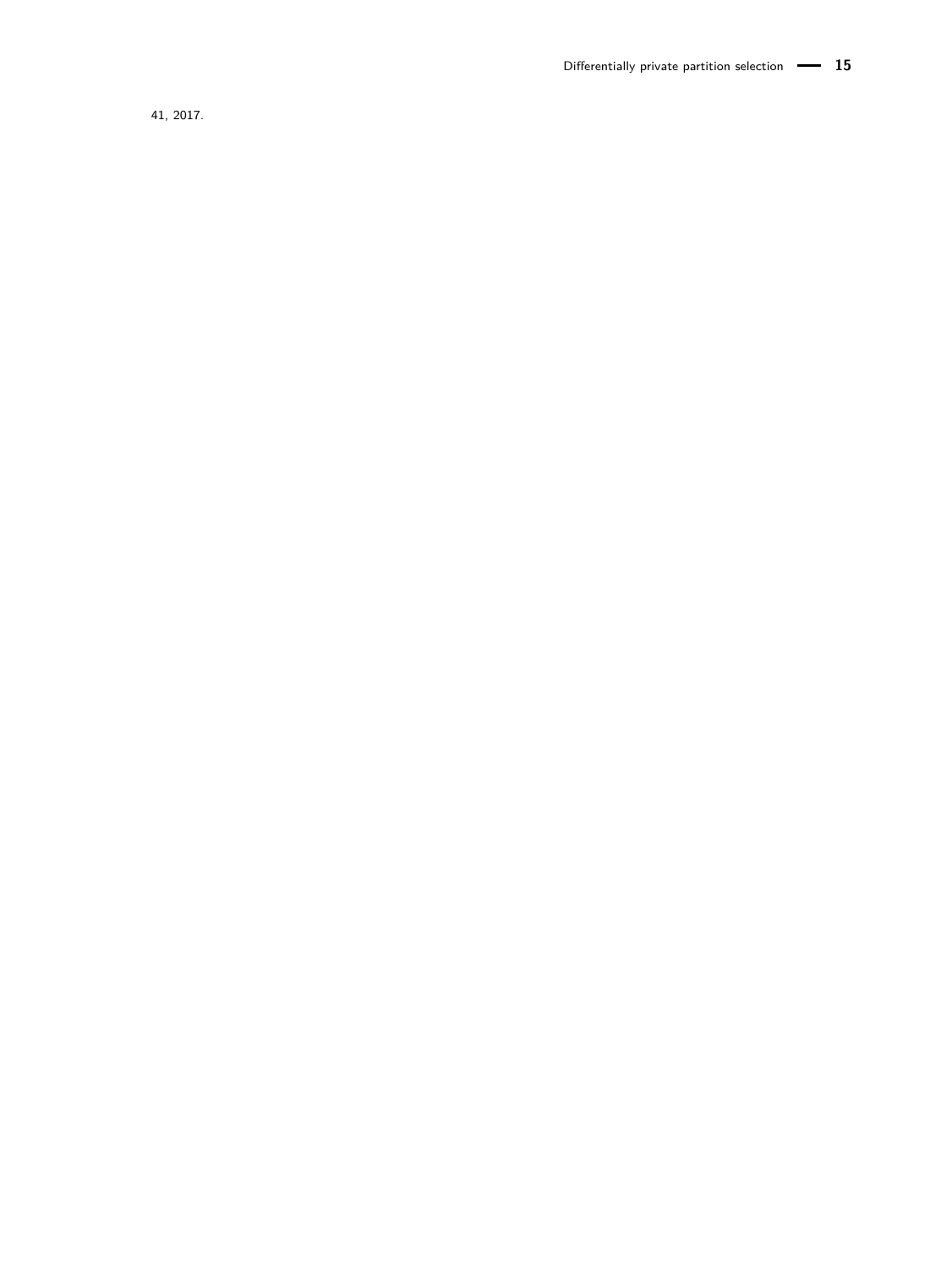41, 2017.